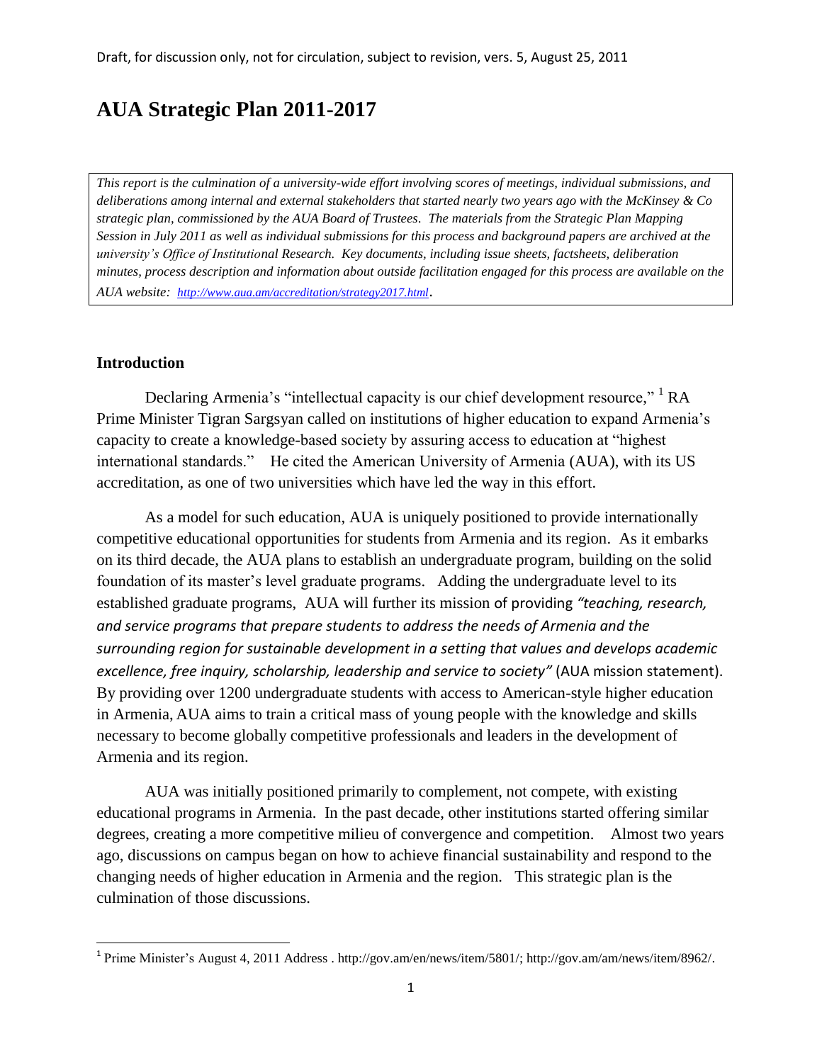Draft, for discussion only, not for circulation, subject to revision, vers. 5, August 25, 2011

# AUA Strategic Plan 2011-2017

*This report is the culmination of a university-wide effort involving scores of meetings, individual submissions, and deliberations among internal and external stakeholders that started nearly two years ago with the McKinsey & Co strategic plan, commissioned by the AUA Board of Trustees. The materials from the Strategic Plan Mapping Session in July 2011 as well as individual submissions for this process and background papers are archived at the university's Office of Institutional Research. Key documents, including issue sheets, factsheets, deliberation minutes, process description and information about outside facilitation engaged for this process are available on the AUA website: http://www.aua.am/accreditation/strategy2017.html.*

## Introduction

Declaring Armenia's "intellectual capacity is our chief development resource," [1] RA Prime Minister Tigran Sargsyan called on institutions of higher education to expand Armenia's capacity to create a knowledge-based society by assuring access to education at "highest international standards." He cited the American University of Armenia (AUA), with its US accreditation, as one of two universities which have led the way in this effort.

As a model for such education, AUA is uniquely positioned to provide internationally competitive educational opportunities for students from Armenia and its region. As it embarks on its third decade, the AUA plans to establish an undergraduate program, building on the solid foundation of its master's level graduate programs. Adding the undergraduate level to its established graduate programs, AUA will further its mission of providing *"teaching, research, and service programs that prepare students to address the needs of Armenia and the surrounding region for sustainable development in a setting that values and develops academic excellence, free inquiry, scholarship, leadership and service to society"* (AUA mission statement). By providing over 1200 undergraduate students with access to American-style higher education in Armenia, AUA aims to train a critical mass of young people with the knowledge and skills necessary to become globally competitive professionals and leaders in the development of Armenia and its region.

AUA was initially positioned primarily to complement, not compete, with existing educational programs in Armenia. In the past decade, other institutions started offering similar degrees, creating a more competitive milieu of convergence and competition. Almost two years ago, discussions on campus began on how to achieve financial sustainability and respond to the changing needs of higher education in Armenia and the region. This strategic plan is the culmination of those discussions.

---

[1] Prime Minister's August 4, 2011 Address . http://gov.am/en/news/item/5801/; http://gov.am/am/news/item/8962/.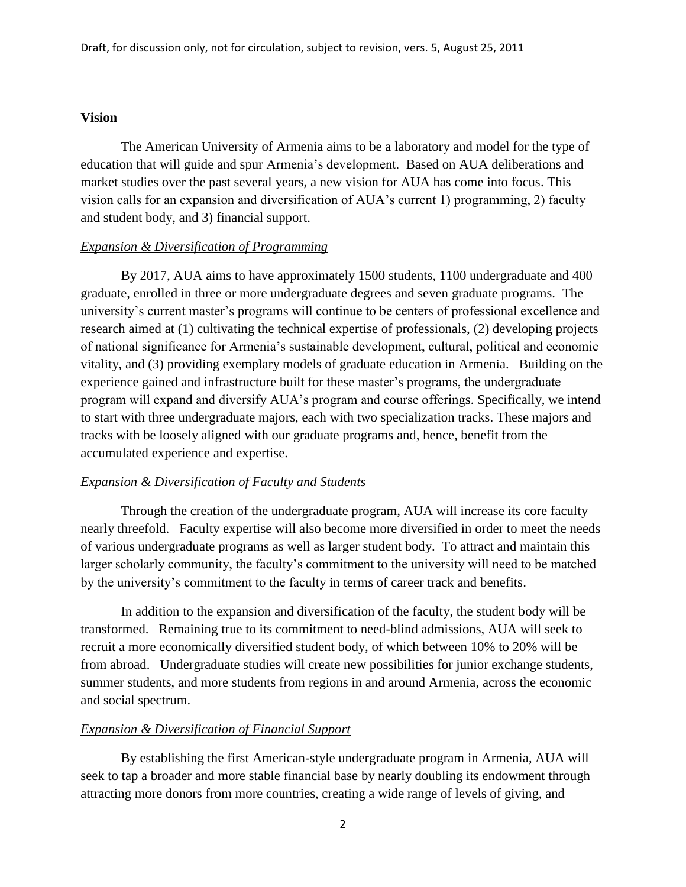**Vision**

The American University of Armenia aims to be a laboratory and model for the type of education that will guide and spur Armenia's development. Based on AUA deliberations and market studies over the past several years, a new vision for AUA has come into focus. This vision calls for an expansion and diversification of AUA's current 1) programming, 2) faculty and student body, and 3) financial support.

*Expansion & Diversification of Programming*

By 2017, AUA aims to have approximately 1500 students, 1100 undergraduate and 400 graduate, enrolled in three or more undergraduate degrees and seven graduate programs. The university's current master's programs will continue to be centers of professional excellence and research aimed at (1) cultivating the technical expertise of professionals, (2) developing projects of national significance for Armenia's sustainable development, cultural, political and economic vitality, and (3) providing exemplary models of graduate education in Armenia. Building on the experience gained and infrastructure built for these master's programs, the undergraduate program will expand and diversify AUA's program and course offerings. Specifically, we intend to start with three undergraduate majors, each with two specialization tracks. These majors and tracks with be loosely aligned with our graduate programs and, hence, benefit from the accumulated experience and expertise.

*Expansion & Diversification of Faculty and Students*

Through the creation of the undergraduate program, AUA will increase its core faculty nearly threefold. Faculty expertise will also become more diversified in order to meet the needs of various undergraduate programs as well as larger student body. To attract and maintain this larger scholarly community, the faculty's commitment to the university will need to be matched by the university's commitment to the faculty in terms of career track and benefits.

In addition to the expansion and diversification of the faculty, the student body will be transformed. Remaining true to its commitment to need-blind admissions, AUA will seek to recruit a more economically diversified student body, of which between 10% to 20% will be from abroad. Undergraduate studies will create new possibilities for junior exchange students, summer students, and more students from regions in and around Armenia, across the economic and social spectrum.

*Expansion & Diversification of Financial Support*

By establishing the first American-style undergraduate program in Armenia, AUA will seek to tap a broader and more stable financial base by nearly doubling its endowment through attracting more donors from more countries, creating a wide range of levels of giving, and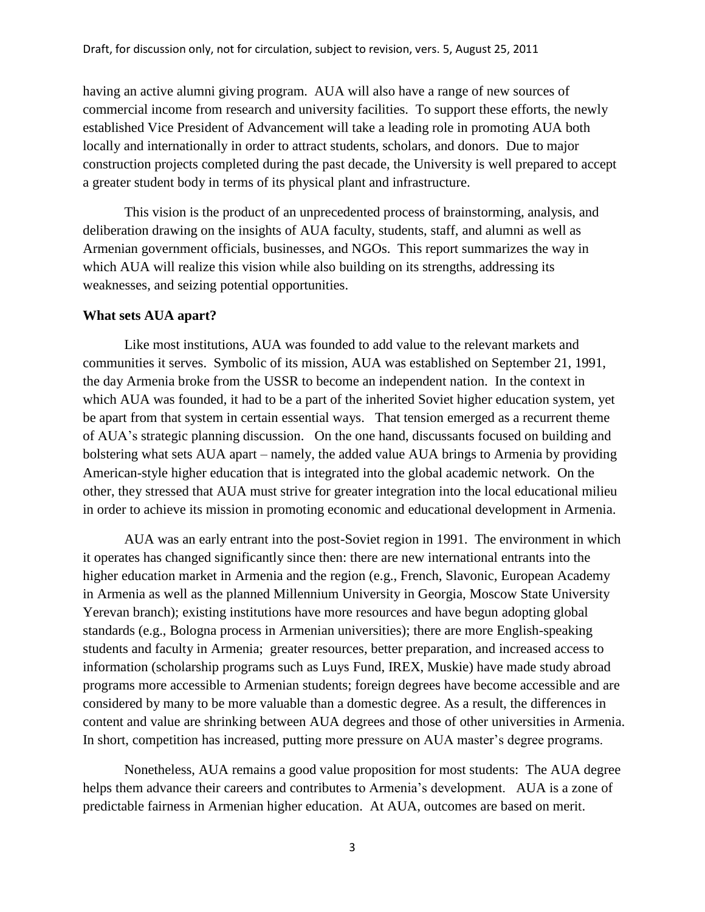having an active alumni giving program. AUA will also have a range of new sources of commercial income from research and university facilities. To support these efforts, the newly established Vice President of Advancement will take a leading role in promoting AUA both locally and internationally in order to attract students, scholars, and donors. Due to major construction projects completed during the past decade, the University is well prepared to accept a greater student body in terms of its physical plant and infrastructure.

This vision is the product of an unprecedented process of brainstorming, analysis, and deliberation drawing on the insights of AUA faculty, students, staff, and alumni as well as Armenian government officials, businesses, and NGOs. This report summarizes the way in which AUA will realize this vision while also building on its strengths, addressing its weaknesses, and seizing potential opportunities.

**What sets AUA apart?**

Like most institutions, AUA was founded to add value to the relevant markets and communities it serves. Symbolic of its mission, AUA was established on September 21, 1991, the day Armenia broke from the USSR to become an independent nation. In the context in which AUA was founded, it had to be a part of the inherited Soviet higher education system, yet be apart from that system in certain essential ways. That tension emerged as a recurrent theme of AUA's strategic planning discussion. On the one hand, discussants focused on building and bolstering what sets AUA apart – namely, the added value AUA brings to Armenia by providing American-style higher education that is integrated into the global academic network. On the other, they stressed that AUA must strive for greater integration into the local educational milieu in order to achieve its mission in promoting economic and educational development in Armenia.

AUA was an early entrant into the post-Soviet region in 1991. The environment in which it operates has changed significantly since then: there are new international entrants into the higher education market in Armenia and the region (e.g., French, Slavonic, European Academy in Armenia as well as the planned Millennium University in Georgia, Moscow State University Yerevan branch); existing institutions have more resources and have begun adopting global standards (e.g., Bologna process in Armenian universities); there are more English-speaking students and faculty in Armenia; greater resources, better preparation, and increased access to information (scholarship programs such as Luys Fund, IREX, Muskie) have made study abroad programs more accessible to Armenian students; foreign degrees have become accessible and are considered by many to be more valuable than a domestic degree. As a result, the differences in content and value are shrinking between AUA degrees and those of other universities in Armenia. In short, competition has increased, putting more pressure on AUA master's degree programs.

Nonetheless, AUA remains a good value proposition for most students: The AUA degree helps them advance their careers and contributes to Armenia's development. AUA is a zone of predictable fairness in Armenian higher education. At AUA, outcomes are based on merit.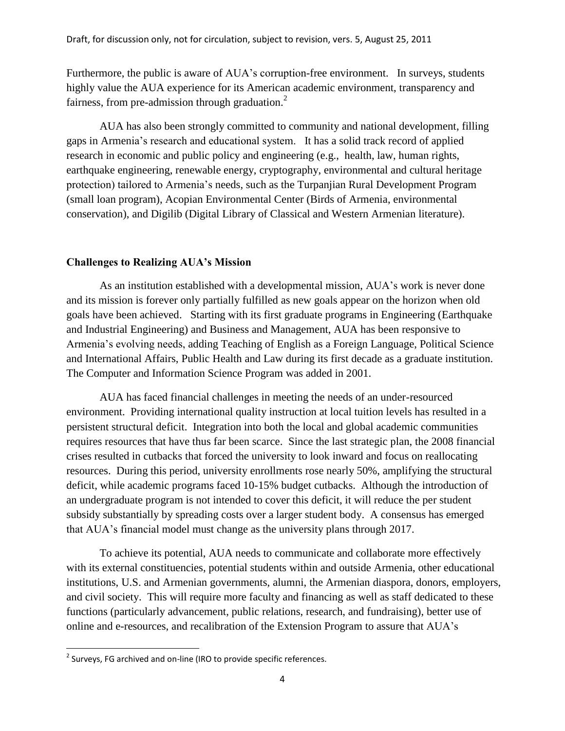Furthermore, the public is aware of AUA's corruption-free environment. In surveys, students highly value the AUA experience for its American academic environment, transparency and fairness, from pre-admission through graduation.[2]

AUA has also been strongly committed to community and national development, filling gaps in Armenia's research and educational system. It has a solid track record of applied research in economic and public policy and engineering (e.g., health, law, human rights, earthquake engineering, renewable energy, cryptography, environmental and cultural heritage protection) tailored to Armenia's needs, such as the Turpanjian Rural Development Program (small loan program), Acopian Environmental Center (Birds of Armenia, environmental conservation), and Digilib (Digital Library of Classical and Western Armenian literature).

**Challenges to Realizing AUA's Mission**

As an institution established with a developmental mission, AUA's work is never done and its mission is forever only partially fulfilled as new goals appear on the horizon when old goals have been achieved. Starting with its first graduate programs in Engineering (Earthquake and Industrial Engineering) and Business and Management, AUA has been responsive to Armenia's evolving needs, adding Teaching of English as a Foreign Language, Political Science and International Affairs, Public Health and Law during its first decade as a graduate institution. The Computer and Information Science Program was added in 2001.

AUA has faced financial challenges in meeting the needs of an under-resourced environment. Providing international quality instruction at local tuition levels has resulted in a persistent structural deficit. Integration into both the local and global academic communities requires resources that have thus far been scarce. Since the last strategic plan, the 2008 financial crises resulted in cutbacks that forced the university to look inward and focus on reallocating resources. During this period, university enrollments rose nearly 50%, amplifying the structural deficit, while academic programs faced 10-15% budget cutbacks. Although the introduction of an undergraduate program is not intended to cover this deficit, it will reduce the per student subsidy substantially by spreading costs over a larger student body. A consensus has emerged that AUA's financial model must change as the university plans through 2017.

To achieve its potential, AUA needs to communicate and collaborate more effectively with its external constituencies, potential students within and outside Armenia, other educational institutions, U.S. and Armenian governments, alumni, the Armenian diaspora, donors, employers, and civil society. This will require more faculty and financing as well as staff dedicated to these functions (particularly advancement, public relations, research, and fundraising), better use of online and e-resources, and recalibration of the Extension Program to assure that AUA's

---

[2] Surveys, FG archived and on-line (IRO to provide specific references.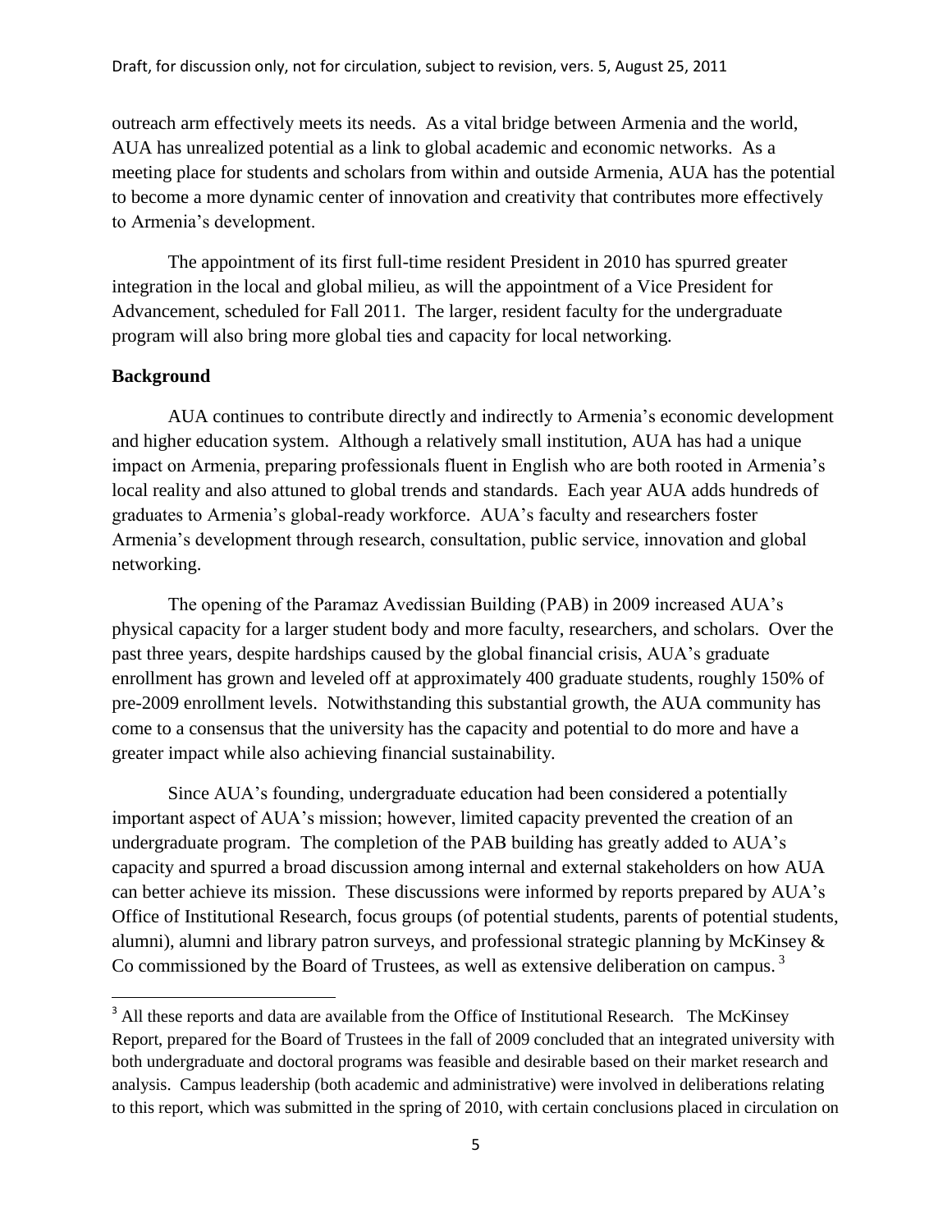outreach arm effectively meets its needs. As a vital bridge between Armenia and the world, AUA has unrealized potential as a link to global academic and economic networks. As a meeting place for students and scholars from within and outside Armenia, AUA has the potential to become a more dynamic center of innovation and creativity that contributes more effectively to Armenia's development.

The appointment of its first full-time resident President in 2010 has spurred greater integration in the local and global milieu, as will the appointment of a Vice President for Advancement, scheduled for Fall 2011. The larger, resident faculty for the undergraduate program will also bring more global ties and capacity for local networking.

**Background**

AUA continues to contribute directly and indirectly to Armenia's economic development and higher education system. Although a relatively small institution, AUA has had a unique impact on Armenia, preparing professionals fluent in English who are both rooted in Armenia's local reality and also attuned to global trends and standards. Each year AUA adds hundreds of graduates to Armenia's global-ready workforce. AUA's faculty and researchers foster Armenia's development through research, consultation, public service, innovation and global networking.

The opening of the Paramaz Avedissian Building (PAB) in 2009 increased AUA's physical capacity for a larger student body and more faculty, researchers, and scholars. Over the past three years, despite hardships caused by the global financial crisis, AUA's graduate enrollment has grown and leveled off at approximately 400 graduate students, roughly 150% of pre-2009 enrollment levels. Notwithstanding this substantial growth, the AUA community has come to a consensus that the university has the capacity and potential to do more and have a greater impact while also achieving financial sustainability.

Since AUA's founding, undergraduate education had been considered a potentially important aspect of AUA's mission; however, limited capacity prevented the creation of an undergraduate program. The completion of the PAB building has greatly added to AUA's capacity and spurred a broad discussion among internal and external stakeholders on how AUA can better achieve its mission. These discussions were informed by reports prepared by AUA's Office of Institutional Research, focus groups (of potential students, parents of potential students, alumni), alumni and library patron surveys, and professional strategic planning by McKinsey & Co commissioned by the Board of Trustees, as well as extensive deliberation on campus. [3]

[3] All these reports and data are available from the Office of Institutional Research. The McKinsey Report, prepared for the Board of Trustees in the fall of 2009 concluded that an integrated university with both undergraduate and doctoral programs was feasible and desirable based on their market research and analysis. Campus leadership (both academic and administrative) were involved in deliberations relating to this report, which was submitted in the spring of 2010, with certain conclusions placed in circulation on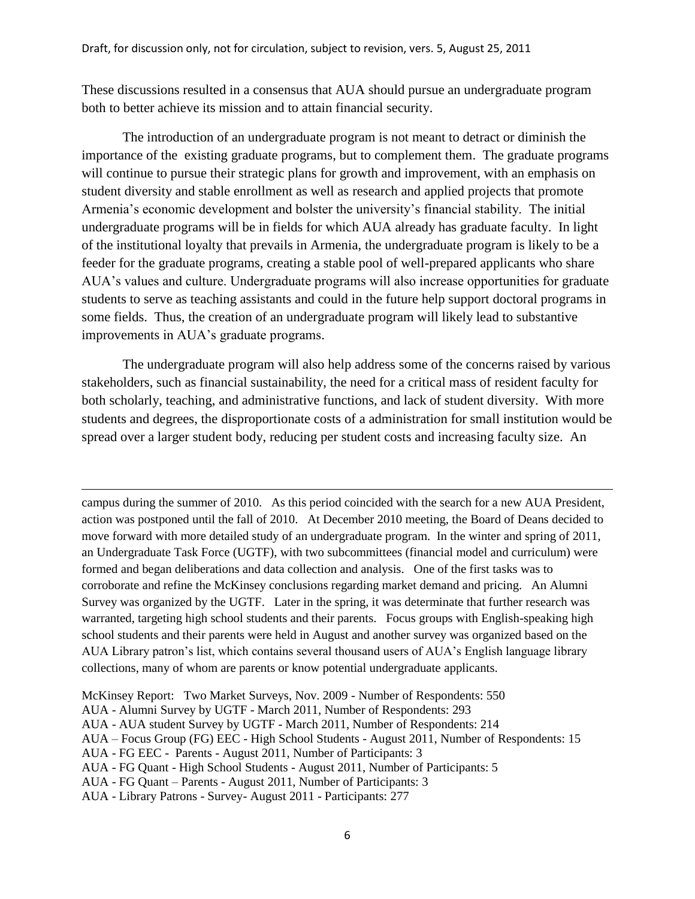These discussions resulted in a consensus that AUA should pursue an undergraduate program both to better achieve its mission and to attain financial security.

The introduction of an undergraduate program is not meant to detract or diminish the importance of the existing graduate programs, but to complement them. The graduate programs will continue to pursue their strategic plans for growth and improvement, with an emphasis on student diversity and stable enrollment as well as research and applied projects that promote Armenia's economic development and bolster the university's financial stability. The initial undergraduate programs will be in fields for which AUA already has graduate faculty. In light of the institutional loyalty that prevails in Armenia, the undergraduate program is likely to be a feeder for the graduate programs, creating a stable pool of well-prepared applicants who share AUA's values and culture. Undergraduate programs will also increase opportunities for graduate students to serve as teaching assistants and could in the future help support doctoral programs in some fields. Thus, the creation of an undergraduate program will likely lead to substantive improvements in AUA's graduate programs.

The undergraduate program will also help address some of the concerns raised by various stakeholders, such as financial sustainability, the need for a critical mass of resident faculty for both scholarly, teaching, and administrative functions, and lack of student diversity. With more students and degrees, the disproportionate costs of a administration for small institution would be spread over a larger student body, reducing per student costs and increasing faculty size. An

---

campus during the summer of 2010. As this period coincided with the search for a new AUA President, action was postponed until the fall of 2010. At December 2010 meeting, the Board of Deans decided to move forward with more detailed study of an undergraduate program. In the winter and spring of 2011, an Undergraduate Task Force (UGTF), with two subcommittees (financial model and curriculum) were formed and began deliberations and data collection and analysis. One of the first tasks was to corroborate and refine the McKinsey conclusions regarding market demand and pricing. An Alumni Survey was organized by the UGTF. Later in the spring, it was determinate that further research was warranted, targeting high school students and their parents. Focus groups with English-speaking high school students and their parents were held in August and another survey was organized based on the AUA Library patron's list, which contains several thousand users of AUA's English language library collections, many of whom are parents or know potential undergraduate applicants.

McKinsey Report: Two Market Surveys, Nov. 2009 - Number of Respondents: 550
AUA - Alumni Survey by UGTF - March 2011, Number of Respondents: 293
AUA - AUA student Survey by UGTF - March 2011, Number of Respondents: 214
AUA – Focus Group (FG) EEC - High School Students - August 2011, Number of Respondents: 15
AUA - FG EEC - Parents - August 2011, Number of Participants: 3
AUA - FG Quant - High School Students - August 2011, Number of Participants: 5
AUA - FG Quant – Parents - August 2011, Number of Participants: 3
AUA - Library Patrons - Survey- August 2011 - Participants: 277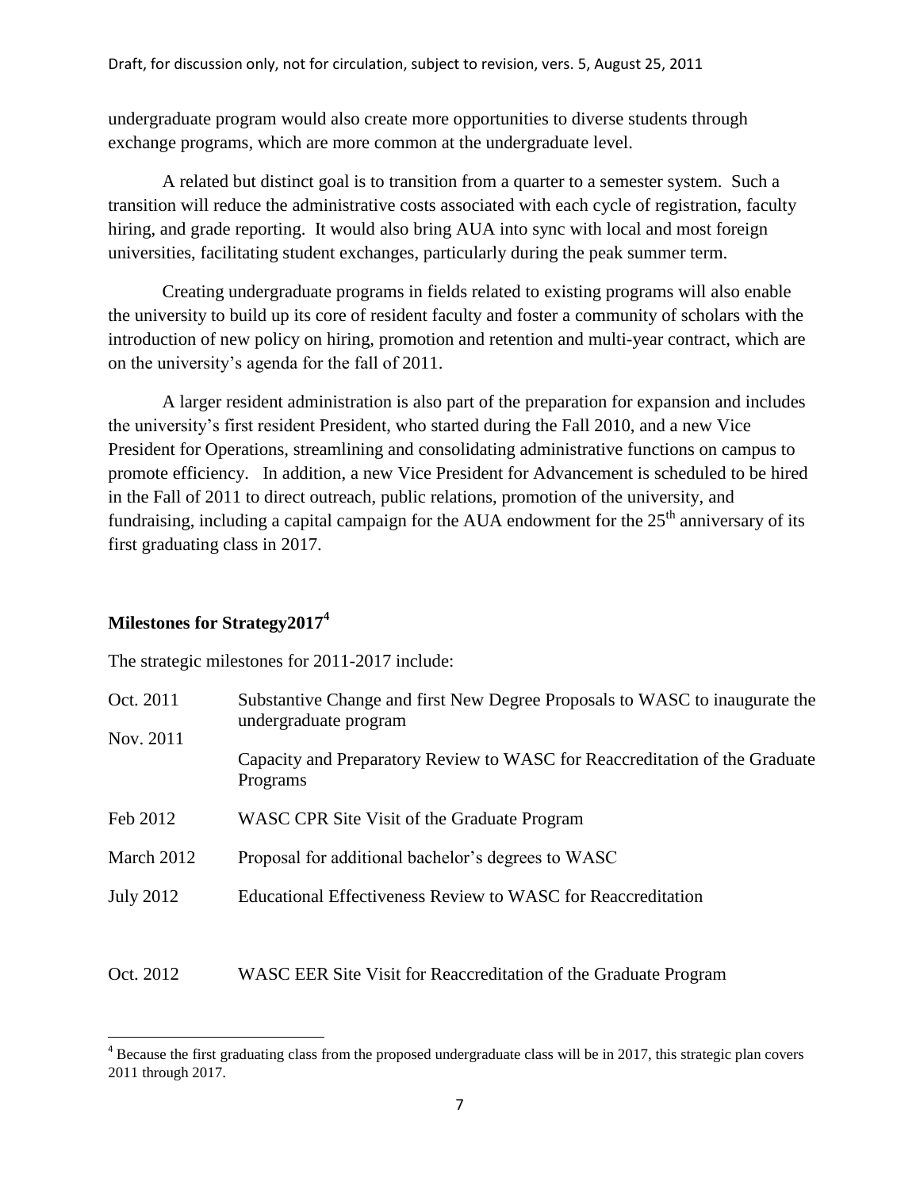undergraduate program would also create more opportunities to diverse students through exchange programs, which are more common at the undergraduate level.

A related but distinct goal is to transition from a quarter to a semester system. Such a transition will reduce the administrative costs associated with each cycle of registration, faculty hiring, and grade reporting. It would also bring AUA into sync with local and most foreign universities, facilitating student exchanges, particularly during the peak summer term.

Creating undergraduate programs in fields related to existing programs will also enable the university to build up its core of resident faculty and foster a community of scholars with the introduction of new policy on hiring, promotion and retention and multi-year contract, which are on the university's agenda for the fall of 2011.

A larger resident administration is also part of the preparation for expansion and includes the university's first resident President, who started during the Fall 2010, and a new Vice President for Operations, streamlining and consolidating administrative functions on campus to promote efficiency. In addition, a new Vice President for Advancement is scheduled to be hired in the Fall of 2011 to direct outreach, public relations, promotion of the university, and fundraising, including a capital campaign for the AUA endowment for the 25th anniversary of its first graduating class in 2017.

## Milestones for Strategy2017[4]

The strategic milestones for 2011-2017 include:

| | |
|---|---|
| Oct. 2011 | Substantive Change and first New Degree Proposals to WASC to inaugurate the undergraduate program |
| Nov. 2011 | Capacity and Preparatory Review to WASC for Reaccreditation of the Graduate Programs |
| Feb 2012 | WASC CPR Site Visit of the Graduate Program |
| March 2012 | Proposal for additional bachelor's degrees to WASC |
| July 2012 | Educational Effectiveness Review to WASC for Reaccreditation |
| Oct. 2012 | WASC EER Site Visit for Reaccreditation of the Graduate Program |

[4] Because the first graduating class from the proposed undergraduate class will be in 2017, this strategic plan covers 2011 through 2017.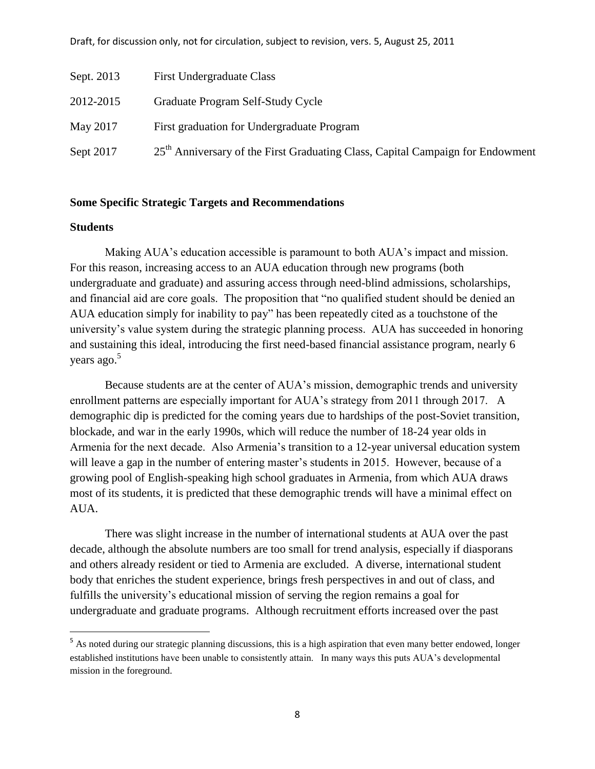| | |
|---|---|
| Sept. 2013 | First Undergraduate Class |
| 2012-2015 | Graduate Program Self-Study Cycle |
| May 2017 | First graduation for Undergraduate Program |
| Sept 2017 | 25th Anniversary of the First Graduating Class, Capital Campaign for Endowment |

**Some Specific Strategic Targets and Recommendations**

**Students**

Making AUA's education accessible is paramount to both AUA's impact and mission. For this reason, increasing access to an AUA education through new programs (both undergraduate and graduate) and assuring access through need-blind admissions, scholarships, and financial aid are core goals. The proposition that "no qualified student should be denied an AUA education simply for inability to pay" has been repeatedly cited as a touchstone of the university's value system during the strategic planning process. AUA has succeeded in honoring and sustaining this ideal, introducing the first need-based financial assistance program, nearly 6 years ago.[5]

Because students are at the center of AUA's mission, demographic trends and university enrollment patterns are especially important for AUA's strategy from 2011 through 2017. A demographic dip is predicted for the coming years due to hardships of the post-Soviet transition, blockade, and war in the early 1990s, which will reduce the number of 18-24 year olds in Armenia for the next decade. Also Armenia's transition to a 12-year universal education system will leave a gap in the number of entering master's students in 2015. However, because of a growing pool of English-speaking high school graduates in Armenia, from which AUA draws most of its students, it is predicted that these demographic trends will have a minimal effect on AUA.

There was slight increase in the number of international students at AUA over the past decade, although the absolute numbers are too small for trend analysis, especially if diasporans and others already resident or tied to Armenia are excluded. A diverse, international student body that enriches the student experience, brings fresh perspectives in and out of class, and fulfills the university's educational mission of serving the region remains a goal for undergraduate and graduate programs. Although recruitment efforts increased over the past

[5] As noted during our strategic planning discussions, this is a high aspiration that even many better endowed, longer established institutions have been unable to consistently attain. In many ways this puts AUA's developmental mission in the foreground.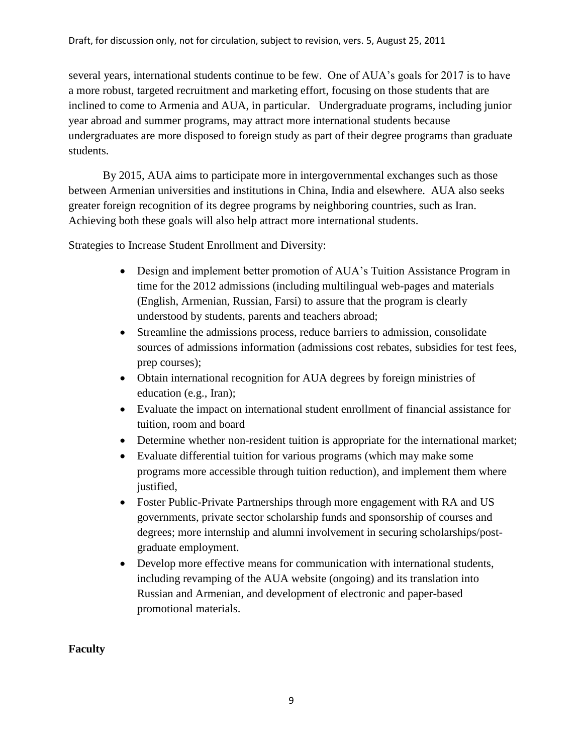several years, international students continue to be few. One of AUA's goals for 2017 is to have a more robust, targeted recruitment and marketing effort, focusing on those students that are inclined to come to Armenia and AUA, in particular. Undergraduate programs, including junior year abroad and summer programs, may attract more international students because undergraduates are more disposed to foreign study as part of their degree programs than graduate students.

By 2015, AUA aims to participate more in intergovernmental exchanges such as those between Armenian universities and institutions in China, India and elsewhere. AUA also seeks greater foreign recognition of its degree programs by neighboring countries, such as Iran. Achieving both these goals will also help attract more international students.

Strategies to Increase Student Enrollment and Diversity:

- Design and implement better promotion of AUA's Tuition Assistance Program in time for the 2012 admissions (including multilingual web-pages and materials (English, Armenian, Russian, Farsi) to assure that the program is clearly understood by students, parents and teachers abroad;
- Streamline the admissions process, reduce barriers to admission, consolidate sources of admissions information (admissions cost rebates, subsidies for test fees, prep courses);
- Obtain international recognition for AUA degrees by foreign ministries of education (e.g., Iran);
- Evaluate the impact on international student enrollment of financial assistance for tuition, room and board
- Determine whether non-resident tuition is appropriate for the international market;
- Evaluate differential tuition for various programs (which may make some programs more accessible through tuition reduction), and implement them where justified,
- Foster Public-Private Partnerships through more engagement with RA and US governments, private sector scholarship funds and sponsorship of courses and degrees; more internship and alumni involvement in securing scholarships/post-graduate employment.
- Develop more effective means for communication with international students, including revamping of the AUA website (ongoing) and its translation into Russian and Armenian, and development of electronic and paper-based promotional materials.

**Faculty**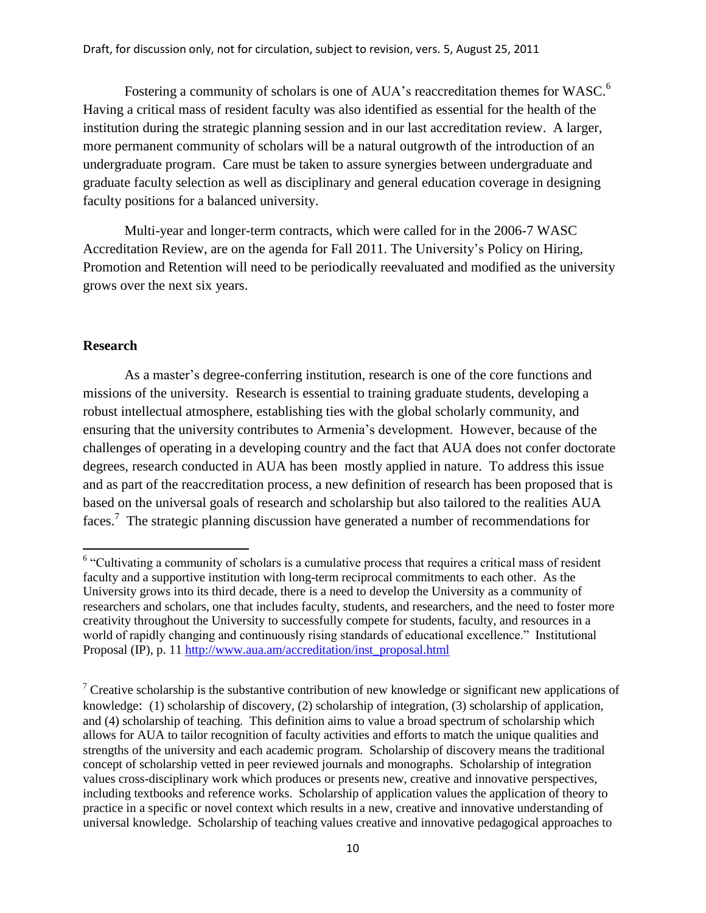Fostering a community of scholars is one of AUA's reaccreditation themes for WASC.[6] Having a critical mass of resident faculty was also identified as essential for the health of the institution during the strategic planning session and in our last accreditation review. A larger, more permanent community of scholars will be a natural outgrowth of the introduction of an undergraduate program. Care must be taken to assure synergies between undergraduate and graduate faculty selection as well as disciplinary and general education coverage in designing faculty positions for a balanced university.

Multi-year and longer-term contracts, which were called for in the 2006-7 WASC Accreditation Review, are on the agenda for Fall 2011. The University's Policy on Hiring, Promotion and Retention will need to be periodically reevaluated and modified as the university grows over the next six years.

## Research

As a master's degree-conferring institution, research is one of the core functions and missions of the university. Research is essential to training graduate students, developing a robust intellectual atmosphere, establishing ties with the global scholarly community, and ensuring that the university contributes to Armenia's development. However, because of the challenges of operating in a developing country and the fact that AUA does not confer doctorate degrees, research conducted in AUA has been mostly applied in nature. To address this issue and as part of the reaccreditation process, a new definition of research has been proposed that is based on the universal goals of research and scholarship but also tailored to the realities AUA faces.[7] The strategic planning discussion have generated a number of recommendations for

---

[6] "Cultivating a community of scholars is a cumulative process that requires a critical mass of resident faculty and a supportive institution with long-term reciprocal commitments to each other. As the University grows into its third decade, there is a need to develop the University as a community of researchers and scholars, one that includes faculty, students, and researchers, and the need to foster more creativity throughout the University to successfully compete for students, faculty, and resources in a world of rapidly changing and continuously rising standards of educational excellence." Institutional Proposal (IP), p. 11 http://www.aua.am/accreditation/inst_proposal.html

[7] Creative scholarship is the substantive contribution of new knowledge or significant new applications of knowledge: (1) scholarship of discovery, (2) scholarship of integration, (3) scholarship of application, and (4) scholarship of teaching. This definition aims to value a broad spectrum of scholarship which allows for AUA to tailor recognition of faculty activities and efforts to match the unique qualities and strengths of the university and each academic program. Scholarship of discovery means the traditional concept of scholarship vetted in peer reviewed journals and monographs. Scholarship of integration values cross-disciplinary work which produces or presents new, creative and innovative perspectives, including textbooks and reference works. Scholarship of application values the application of theory to practice in a specific or novel context which results in a new, creative and innovative understanding of universal knowledge. Scholarship of teaching values creative and innovative pedagogical approaches to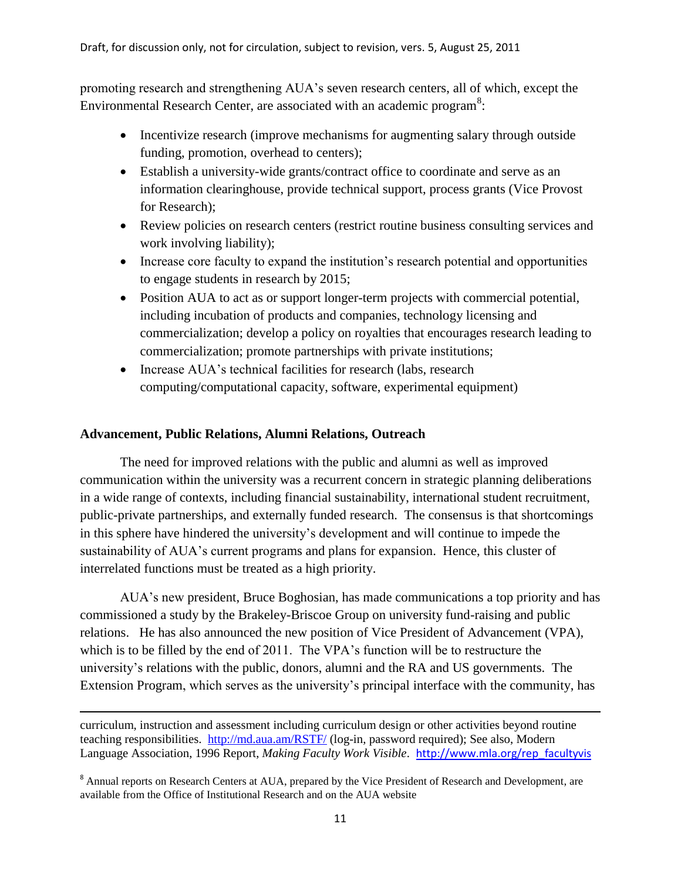promoting research and strengthening AUA's seven research centers, all of which, except the Environmental Research Center, are associated with an academic program[8]:

- Incentivize research (improve mechanisms for augmenting salary through outside funding, promotion, overhead to centers);
- Establish a university-wide grants/contract office to coordinate and serve as an information clearinghouse, provide technical support, process grants (Vice Provost for Research);
- Review policies on research centers (restrict routine business consulting services and work involving liability);
- Increase core faculty to expand the institution's research potential and opportunities to engage students in research by 2015;
- Position AUA to act as or support longer-term projects with commercial potential, including incubation of products and companies, technology licensing and commercialization; develop a policy on royalties that encourages research leading to commercialization; promote partnerships with private institutions;
- Increase AUA's technical facilities for research (labs, research computing/computational capacity, software, experimental equipment)

**Advancement, Public Relations, Alumni Relations, Outreach**

The need for improved relations with the public and alumni as well as improved communication within the university was a recurrent concern in strategic planning deliberations in a wide range of contexts, including financial sustainability, international student recruitment, public-private partnerships, and externally funded research. The consensus is that shortcomings in this sphere have hindered the university's development and will continue to impede the sustainability of AUA's current programs and plans for expansion. Hence, this cluster of interrelated functions must be treated as a high priority.

AUA's new president, Bruce Boghosian, has made communications a top priority and has commissioned a study by the Brakeley-Briscoe Group on university fund-raising and public relations. He has also announced the new position of Vice President of Advancement (VPA), which is to be filled by the end of 2011. The VPA's function will be to restructure the university's relations with the public, donors, alumni and the RA and US governments. The Extension Program, which serves as the university's principal interface with the community, has

---

curriculum, instruction and assessment including curriculum design or other activities beyond routine teaching responsibilities. http://md.aua.am/RSTF/ (log-in, password required); See also, Modern Language Association, 1996 Report, *Making Faculty Work Visible*. http://www.mla.org/rep_facultyvis

[8] Annual reports on Research Centers at AUA, prepared by the Vice President of Research and Development, are available from the Office of Institutional Research and on the AUA website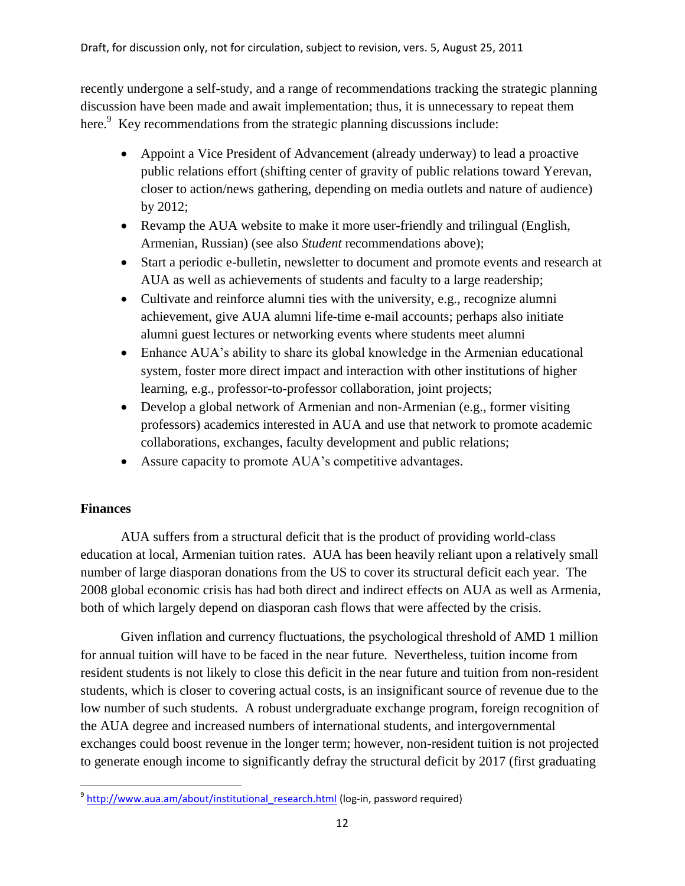recently undergone a self-study, and a range of recommendations tracking the strategic planning discussion have been made and await implementation; thus, it is unnecessary to repeat them here.[9] Key recommendations from the strategic planning discussions include:

- Appoint a Vice President of Advancement (already underway) to lead a proactive public relations effort (shifting center of gravity of public relations toward Yerevan, closer to action/news gathering, depending on media outlets and nature of audience) by 2012;
- Revamp the AUA website to make it more user-friendly and trilingual (English, Armenian, Russian) (see also *Student* recommendations above);
- Start a periodic e-bulletin, newsletter to document and promote events and research at AUA as well as achievements of students and faculty to a large readership;
- Cultivate and reinforce alumni ties with the university, e.g., recognize alumni achievement, give AUA alumni life-time e-mail accounts; perhaps also initiate alumni guest lectures or networking events where students meet alumni
- Enhance AUA's ability to share its global knowledge in the Armenian educational system, foster more direct impact and interaction with other institutions of higher learning, e.g., professor-to-professor collaboration, joint projects;
- Develop a global network of Armenian and non-Armenian (e.g., former visiting professors) academics interested in AUA and use that network to promote academic collaborations, exchanges, faculty development and public relations;
- Assure capacity to promote AUA's competitive advantages.

**Finances**

AUA suffers from a structural deficit that is the product of providing world-class education at local, Armenian tuition rates. AUA has been heavily reliant upon a relatively small number of large diasporan donations from the US to cover its structural deficit each year. The 2008 global economic crisis has had both direct and indirect effects on AUA as well as Armenia, both of which largely depend on diasporan cash flows that were affected by the crisis.

Given inflation and currency fluctuations, the psychological threshold of AMD 1 million for annual tuition will have to be faced in the near future. Nevertheless, tuition income from resident students is not likely to close this deficit in the near future and tuition from non-resident students, which is closer to covering actual costs, is an insignificant source of revenue due to the low number of such students. A robust undergraduate exchange program, foreign recognition of the AUA degree and increased numbers of international students, and intergovernmental exchanges could boost revenue in the longer term; however, non-resident tuition is not projected to generate enough income to significantly defray the structural deficit by 2017 (first graduating

[9] http://www.aua.am/about/institutional_research.html (log-in, password required)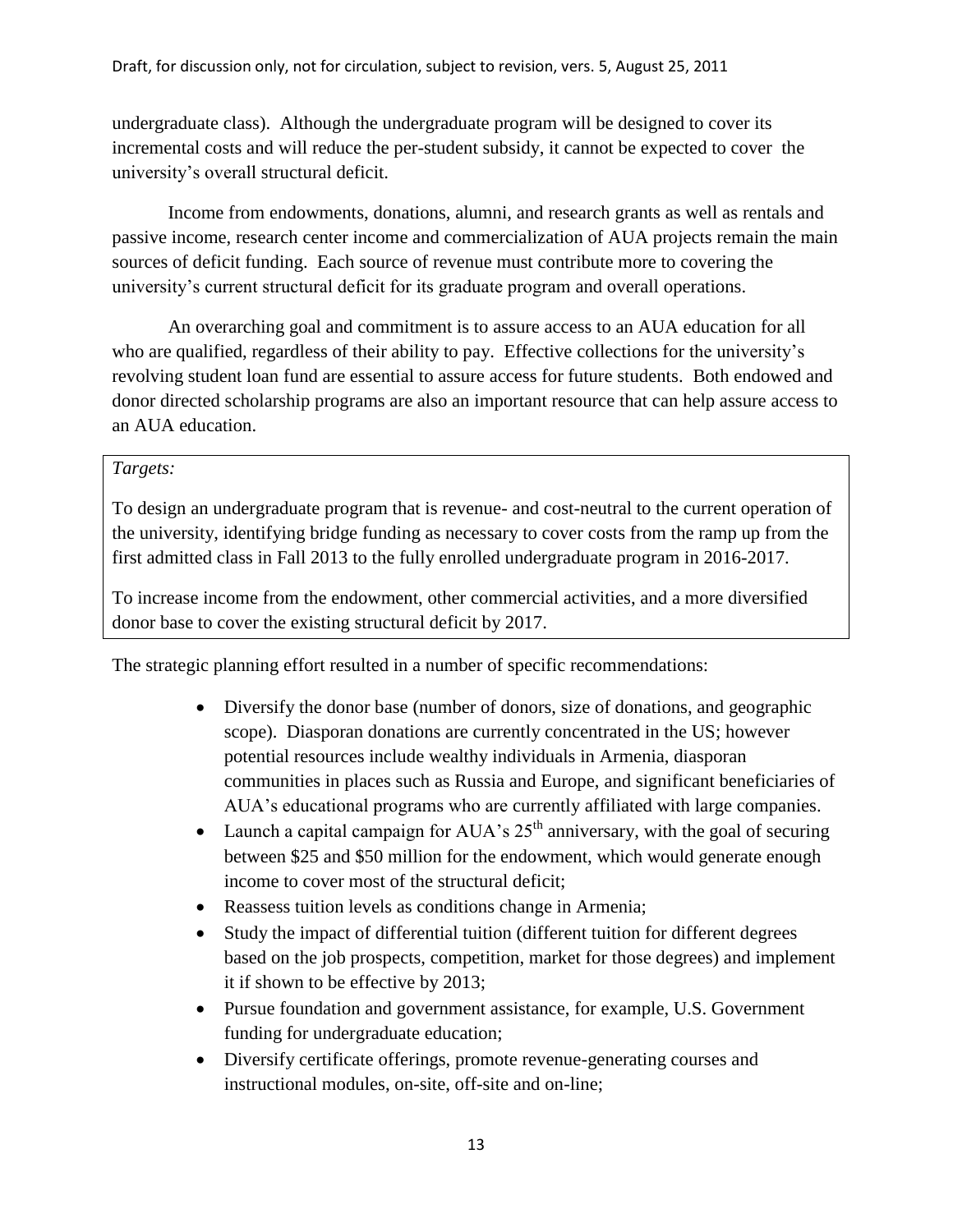undergraduate class). Although the undergraduate program will be designed to cover its incremental costs and will reduce the per-student subsidy, it cannot be expected to cover the university's overall structural deficit.

Income from endowments, donations, alumni, and research grants as well as rentals and passive income, research center income and commercialization of AUA projects remain the main sources of deficit funding. Each source of revenue must contribute more to covering the university's current structural deficit for its graduate program and overall operations.

An overarching goal and commitment is to assure access to an AUA education for all who are qualified, regardless of their ability to pay. Effective collections for the university's revolving student loan fund are essential to assure access for future students. Both endowed and donor directed scholarship programs are also an important resource that can help assure access to an AUA education.

*Targets:*

To design an undergraduate program that is revenue- and cost-neutral to the current operation of the university, identifying bridge funding as necessary to cover costs from the ramp up from the first admitted class in Fall 2013 to the fully enrolled undergraduate program in 2016-2017.

To increase income from the endowment, other commercial activities, and a more diversified donor base to cover the existing structural deficit by 2017.

The strategic planning effort resulted in a number of specific recommendations:

- Diversify the donor base (number of donors, size of donations, and geographic scope). Diasporan donations are currently concentrated in the US; however potential resources include wealthy individuals in Armenia, diasporan communities in places such as Russia and Europe, and significant beneficiaries of AUA's educational programs who are currently affiliated with large companies.
- Launch a capital campaign for AUA's 25th anniversary, with the goal of securing between \$25 and \$50 million for the endowment, which would generate enough income to cover most of the structural deficit;
- Reassess tuition levels as conditions change in Armenia;
- Study the impact of differential tuition (different tuition for different degrees based on the job prospects, competition, market for those degrees) and implement it if shown to be effective by 2013;
- Pursue foundation and government assistance, for example, U.S. Government funding for undergraduate education;
- Diversify certificate offerings, promote revenue-generating courses and instructional modules, on-site, off-site and on-line;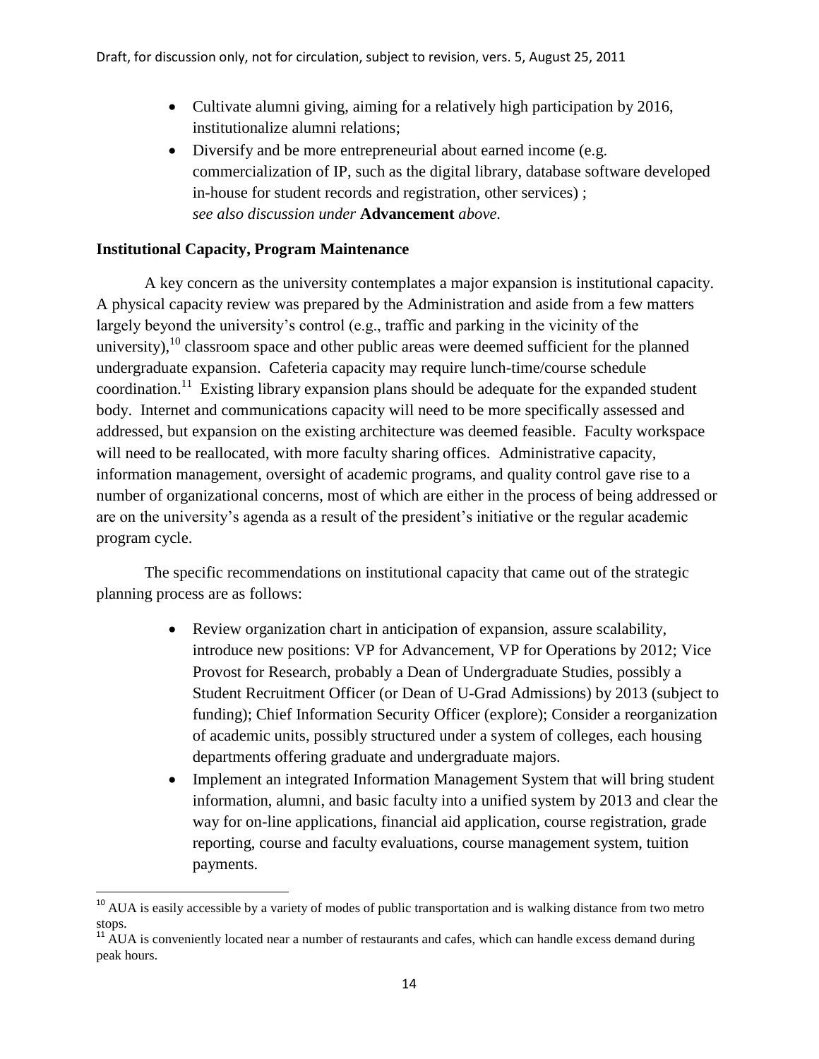- Cultivate alumni giving, aiming for a relatively high participation by 2016, institutionalize alumni relations;
- Diversify and be more entrepreneurial about earned income (e.g. commercialization of IP, such as the digital library, database software developed in-house for student records and registration, other services) ; *see also discussion under* **Advancement** *above.*

**Institutional Capacity, Program Maintenance**

A key concern as the university contemplates a major expansion is institutional capacity. A physical capacity review was prepared by the Administration and aside from a few matters largely beyond the university's control (e.g., traffic and parking in the vicinity of the university),[10] classroom space and other public areas were deemed sufficient for the planned undergraduate expansion. Cafeteria capacity may require lunch-time/course schedule coordination.[11] Existing library expansion plans should be adequate for the expanded student body. Internet and communications capacity will need to be more specifically assessed and addressed, but expansion on the existing architecture was deemed feasible. Faculty workspace will need to be reallocated, with more faculty sharing offices. Administrative capacity, information management, oversight of academic programs, and quality control gave rise to a number of organizational concerns, most of which are either in the process of being addressed or are on the university's agenda as a result of the president's initiative or the regular academic program cycle.

The specific recommendations on institutional capacity that came out of the strategic planning process are as follows:

- Review organization chart in anticipation of expansion, assure scalability, introduce new positions: VP for Advancement, VP for Operations by 2012; Vice Provost for Research, probably a Dean of Undergraduate Studies, possibly a Student Recruitment Officer (or Dean of U-Grad Admissions) by 2013 (subject to funding); Chief Information Security Officer (explore); Consider a reorganization of academic units, possibly structured under a system of colleges, each housing departments offering graduate and undergraduate majors.
- Implement an integrated Information Management System that will bring student information, alumni, and basic faculty into a unified system by 2013 and clear the way for on-line applications, financial aid application, course registration, grade reporting, course and faculty evaluations, course management system, tuition payments.

[10] AUA is easily accessible by a variety of modes of public transportation and is walking distance from two metro stops.

[11] AUA is conveniently located near a number of restaurants and cafes, which can handle excess demand during peak hours.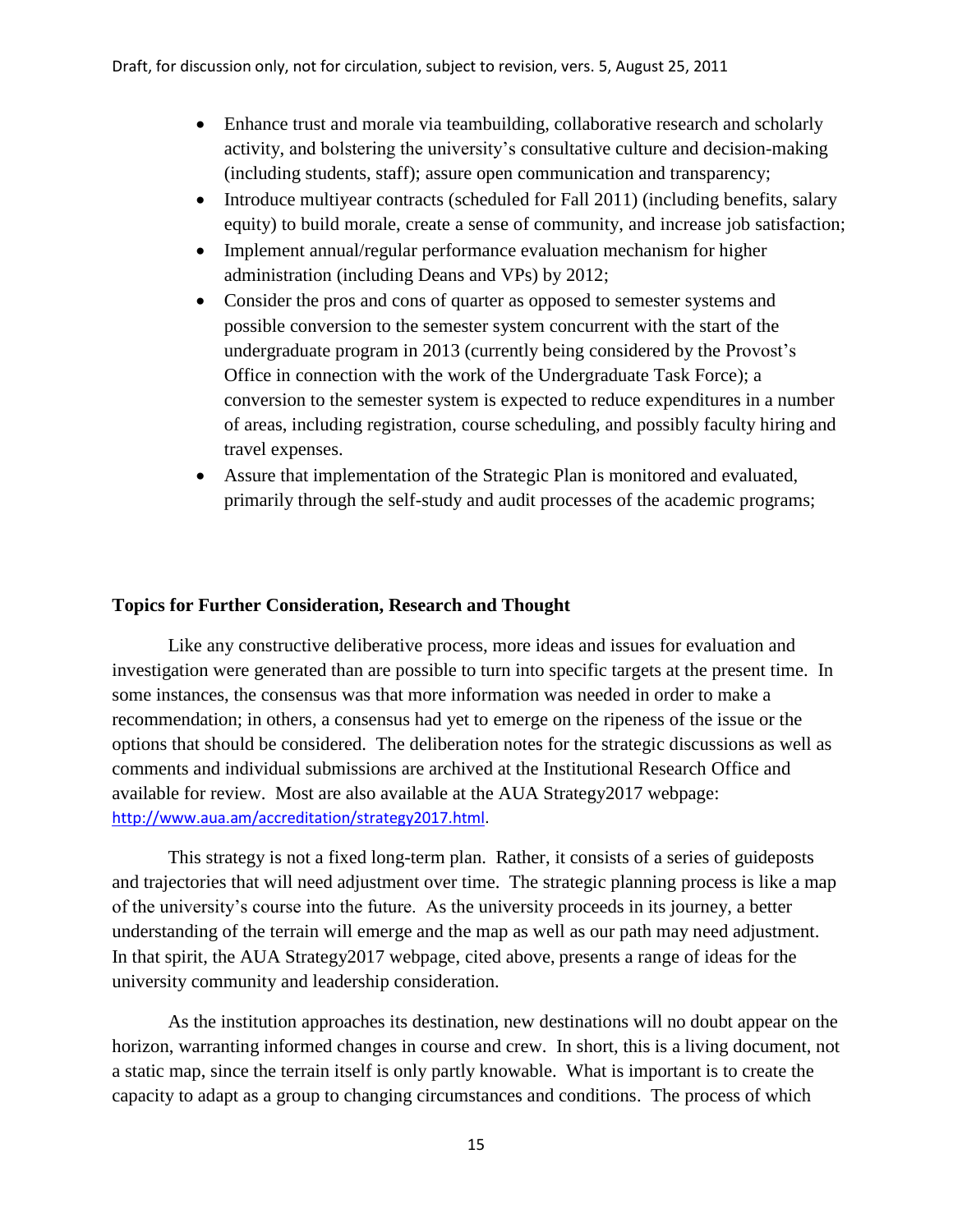- Enhance trust and morale via teambuilding, collaborative research and scholarly activity, and bolstering the university's consultative culture and decision-making (including students, staff); assure open communication and transparency;
- Introduce multiyear contracts (scheduled for Fall 2011) (including benefits, salary equity) to build morale, create a sense of community, and increase job satisfaction;
- Implement annual/regular performance evaluation mechanism for higher administration (including Deans and VPs) by 2012;
- Consider the pros and cons of quarter as opposed to semester systems and possible conversion to the semester system concurrent with the start of the undergraduate program in 2013 (currently being considered by the Provost's Office in connection with the work of the Undergraduate Task Force); a conversion to the semester system is expected to reduce expenditures in a number of areas, including registration, course scheduling, and possibly faculty hiring and travel expenses.
- Assure that implementation of the Strategic Plan is monitored and evaluated, primarily through the self-study and audit processes of the academic programs;

**Topics for Further Consideration, Research and Thought**

Like any constructive deliberative process, more ideas and issues for evaluation and investigation were generated than are possible to turn into specific targets at the present time. In some instances, the consensus was that more information was needed in order to make a recommendation; in others, a consensus had yet to emerge on the ripeness of the issue or the options that should be considered. The deliberation notes for the strategic discussions as well as comments and individual submissions are archived at the Institutional Research Office and available for review. Most are also available at the AUA Strategy2017 webpage: http://www.aua.am/accreditation/strategy2017.html.

This strategy is not a fixed long-term plan. Rather, it consists of a series of guideposts and trajectories that will need adjustment over time. The strategic planning process is like a map of the university's course into the future. As the university proceeds in its journey, a better understanding of the terrain will emerge and the map as well as our path may need adjustment. In that spirit, the AUA Strategy2017 webpage, cited above, presents a range of ideas for the university community and leadership consideration.

As the institution approaches its destination, new destinations will no doubt appear on the horizon, warranting informed changes in course and crew. In short, this is a living document, not a static map, since the terrain itself is only partly knowable. What is important is to create the capacity to adapt as a group to changing circumstances and conditions. The process of which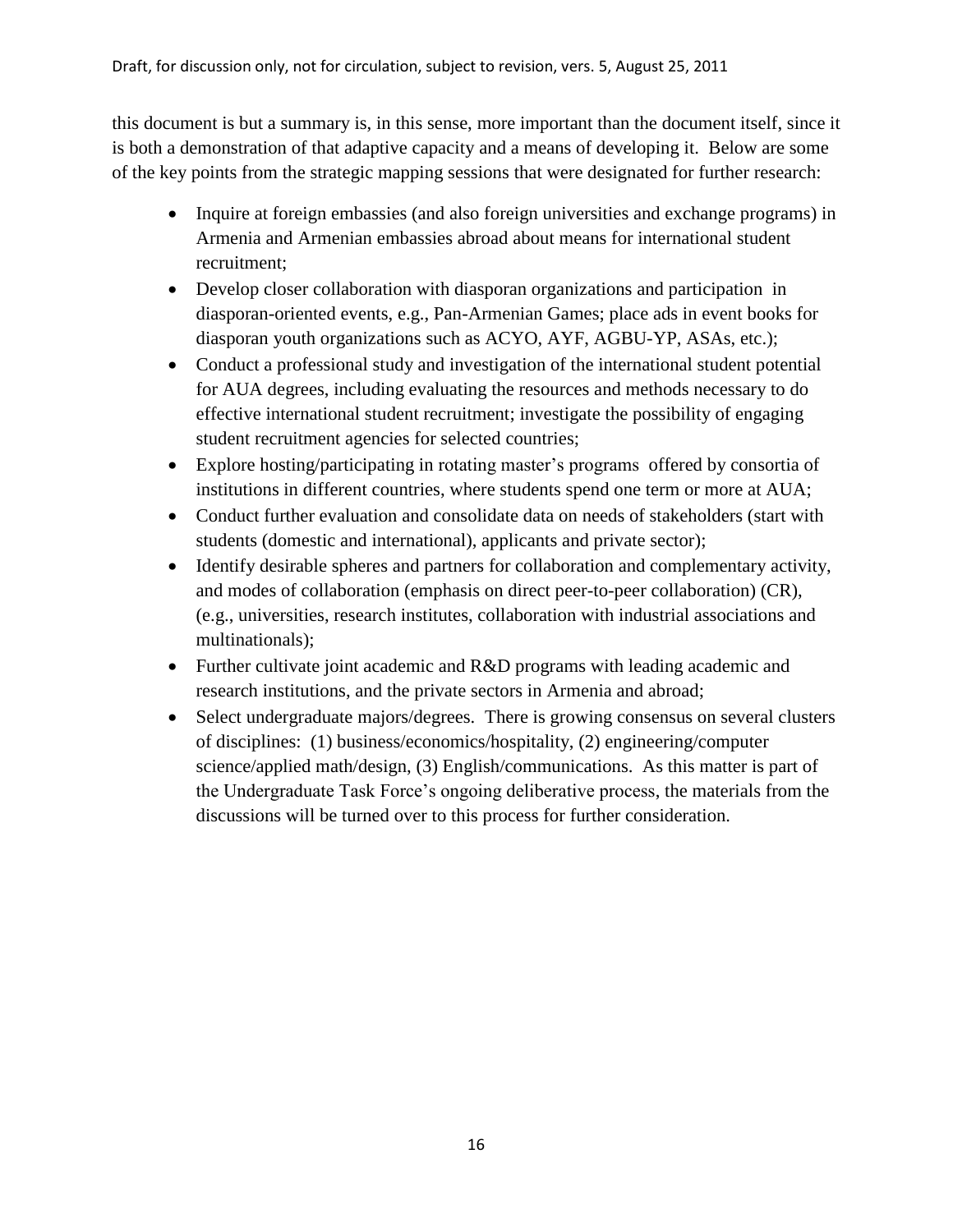this document is but a summary is, in this sense, more important than the document itself, since it is both a demonstration of that adaptive capacity and a means of developing it. Below are some of the key points from the strategic mapping sessions that were designated for further research:

- Inquire at foreign embassies (and also foreign universities and exchange programs) in Armenia and Armenian embassies abroad about means for international student recruitment;
- Develop closer collaboration with diasporan organizations and participation in diasporan-oriented events, e.g., Pan-Armenian Games; place ads in event books for diasporan youth organizations such as ACYO, AYF, AGBU-YP, ASAs, etc.);
- Conduct a professional study and investigation of the international student potential for AUA degrees, including evaluating the resources and methods necessary to do effective international student recruitment; investigate the possibility of engaging student recruitment agencies for selected countries;
- Explore hosting/participating in rotating master's programs offered by consortia of institutions in different countries, where students spend one term or more at AUA;
- Conduct further evaluation and consolidate data on needs of stakeholders (start with students (domestic and international), applicants and private sector);
- Identify desirable spheres and partners for collaboration and complementary activity, and modes of collaboration (emphasis on direct peer-to-peer collaboration) (CR), (e.g., universities, research institutes, collaboration with industrial associations and multinationals);
- Further cultivate joint academic and R&D programs with leading academic and research institutions, and the private sectors in Armenia and abroad;
- Select undergraduate majors/degrees. There is growing consensus on several clusters of disciplines: (1) business/economics/hospitality, (2) engineering/computer science/applied math/design, (3) English/communications. As this matter is part of the Undergraduate Task Force's ongoing deliberative process, the materials from the discussions will be turned over to this process for further consideration.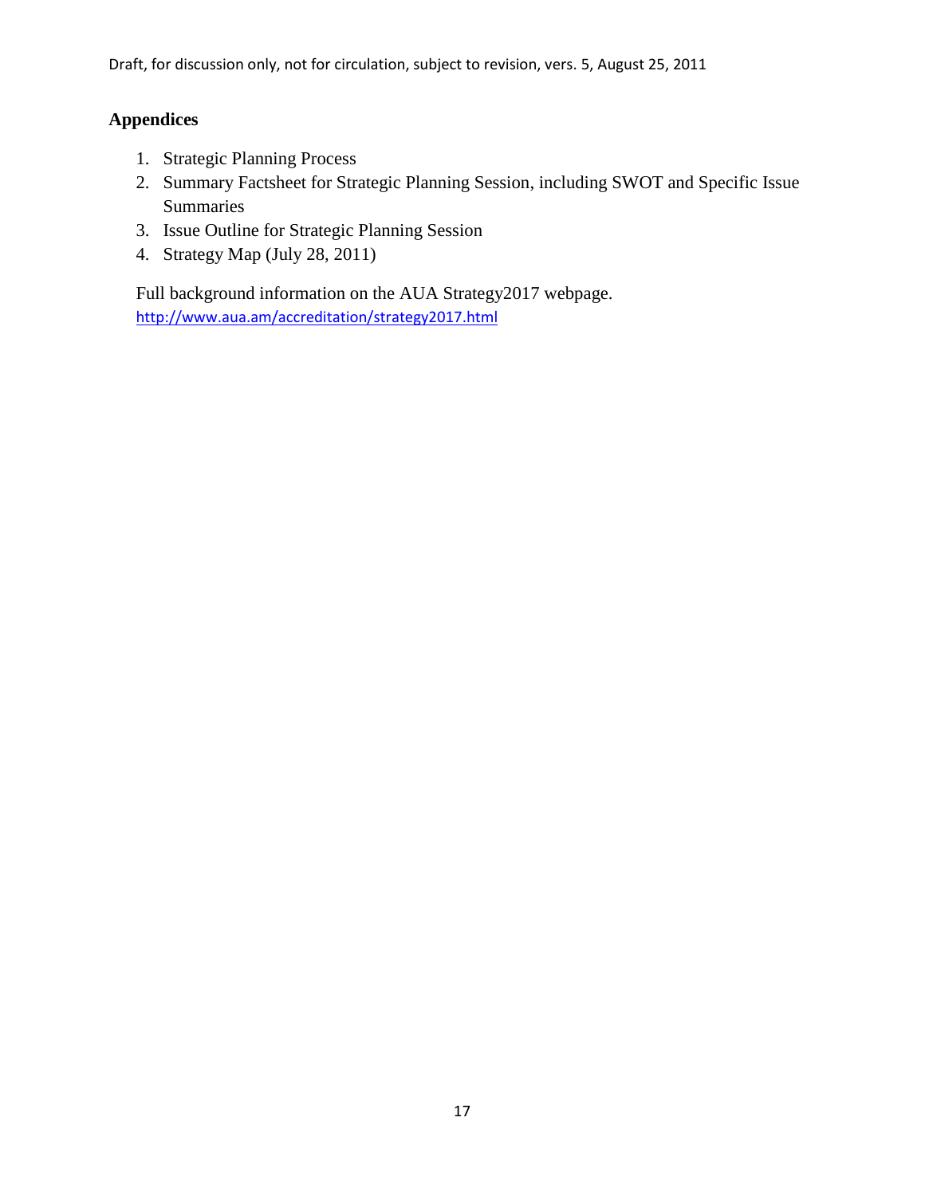## Appendices

1. Strategic Planning Process
2. Summary Factsheet for Strategic Planning Session, including SWOT and Specific Issue Summaries
3. Issue Outline for Strategic Planning Session
4. Strategy Map (July 28, 2011)

Full background information on the AUA Strategy2017 webpage.
http://www.aua.am/accreditation/strategy2017.html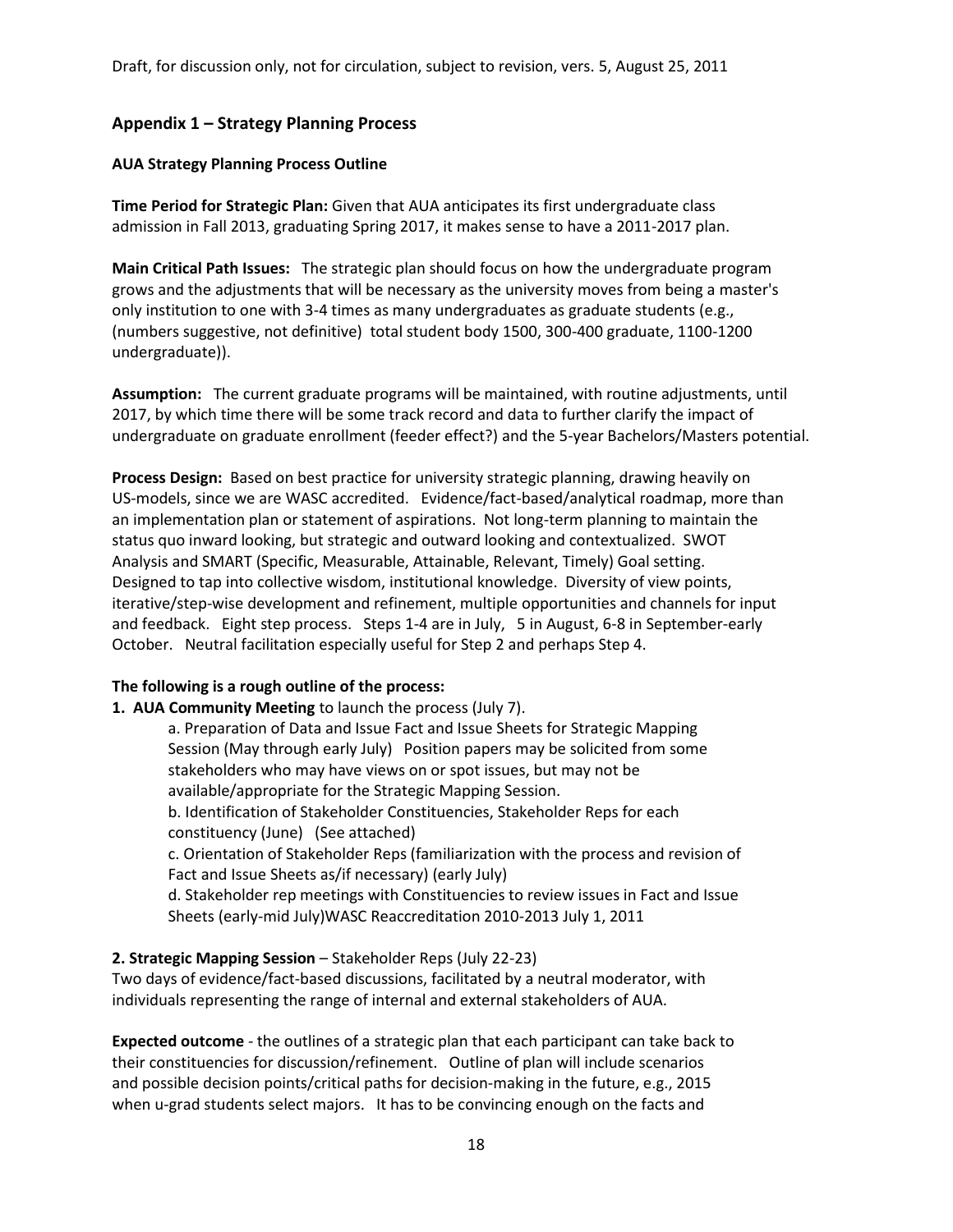## Appendix 1 – Strategy Planning Process

### AUA Strategy Planning Process Outline

**Time Period for Strategic Plan:** Given that AUA anticipates its first undergraduate class admission in Fall 2013, graduating Spring 2017, it makes sense to have a 2011-2017 plan.

**Main Critical Path Issues:** The strategic plan should focus on how the undergraduate program grows and the adjustments that will be necessary as the university moves from being a master's only institution to one with 3-4 times as many undergraduates as graduate students (e.g., (numbers suggestive, not definitive) total student body 1500, 300-400 graduate, 1100-1200 undergraduate)).

**Assumption:** The current graduate programs will be maintained, with routine adjustments, until 2017, by which time there will be some track record and data to further clarify the impact of undergraduate on graduate enrollment (feeder effect?) and the 5-year Bachelors/Masters potential.

**Process Design:** Based on best practice for university strategic planning, drawing heavily on US-models, since we are WASC accredited. Evidence/fact-based/analytical roadmap, more than an implementation plan or statement of aspirations. Not long-term planning to maintain the status quo inward looking, but strategic and outward looking and contextualized. SWOT Analysis and SMART (Specific, Measurable, Attainable, Relevant, Timely) Goal setting. Designed to tap into collective wisdom, institutional knowledge. Diversity of view points, iterative/step-wise development and refinement, multiple opportunities and channels for input and feedback. Eight step process. Steps 1-4 are in July, 5 in August, 6-8 in September-early October. Neutral facilitation especially useful for Step 2 and perhaps Step 4.

**The following is a rough outline of the process:**

**1. AUA Community Meeting** to launch the process (July 7).

a. Preparation of Data and Issue Fact and Issue Sheets for Strategic Mapping Session (May through early July) Position papers may be solicited from some stakeholders who may have views on or spot issues, but may not be available/appropriate for the Strategic Mapping Session.

b. Identification of Stakeholder Constituencies, Stakeholder Reps for each constituency (June) (See attached)

c. Orientation of Stakeholder Reps (familiarization with the process and revision of Fact and Issue Sheets as/if necessary) (early July)

d. Stakeholder rep meetings with Constituencies to review issues in Fact and Issue Sheets (early-mid July)WASC Reaccreditation 2010-2013 July 1, 2011

**2. Strategic Mapping Session** – Stakeholder Reps (July 22-23)

Two days of evidence/fact-based discussions, facilitated by a neutral moderator, with individuals representing the range of internal and external stakeholders of AUA.

**Expected outcome** - the outlines of a strategic plan that each participant can take back to their constituencies for discussion/refinement. Outline of plan will include scenarios and possible decision points/critical paths for decision-making in the future, e.g., 2015 when u-grad students select majors. It has to be convincing enough on the facts and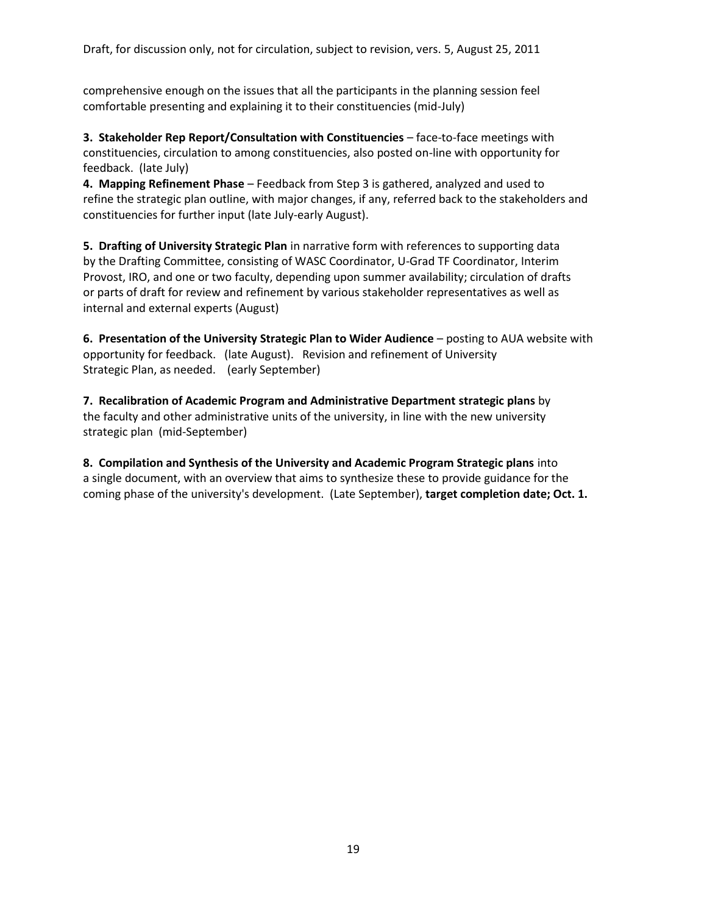comprehensive enough on the issues that all the participants in the planning session feel comfortable presenting and explaining it to their constituencies (mid-July)

**3. Stakeholder Rep Report/Consultation with Constituencies** – face-to-face meetings with constituencies, circulation to among constituencies, also posted on-line with opportunity for feedback. (late July)

**4. Mapping Refinement Phase** – Feedback from Step 3 is gathered, analyzed and used to refine the strategic plan outline, with major changes, if any, referred back to the stakeholders and constituencies for further input (late July-early August).

**5. Drafting of University Strategic Plan** in narrative form with references to supporting data by the Drafting Committee, consisting of WASC Coordinator, U-Grad TF Coordinator, Interim Provost, IRO, and one or two faculty, depending upon summer availability; circulation of drafts or parts of draft for review and refinement by various stakeholder representatives as well as internal and external experts (August)

**6. Presentation of the University Strategic Plan to Wider Audience** – posting to AUA website with opportunity for feedback. (late August). Revision and refinement of University Strategic Plan, as needed. (early September)

**7. Recalibration of Academic Program and Administrative Department strategic plans** by the faculty and other administrative units of the university, in line with the new university strategic plan (mid-September)

**8. Compilation and Synthesis of the University and Academic Program Strategic plans** into a single document, with an overview that aims to synthesize these to provide guidance for the coming phase of the university's development. (Late September), **target completion date; Oct. 1.**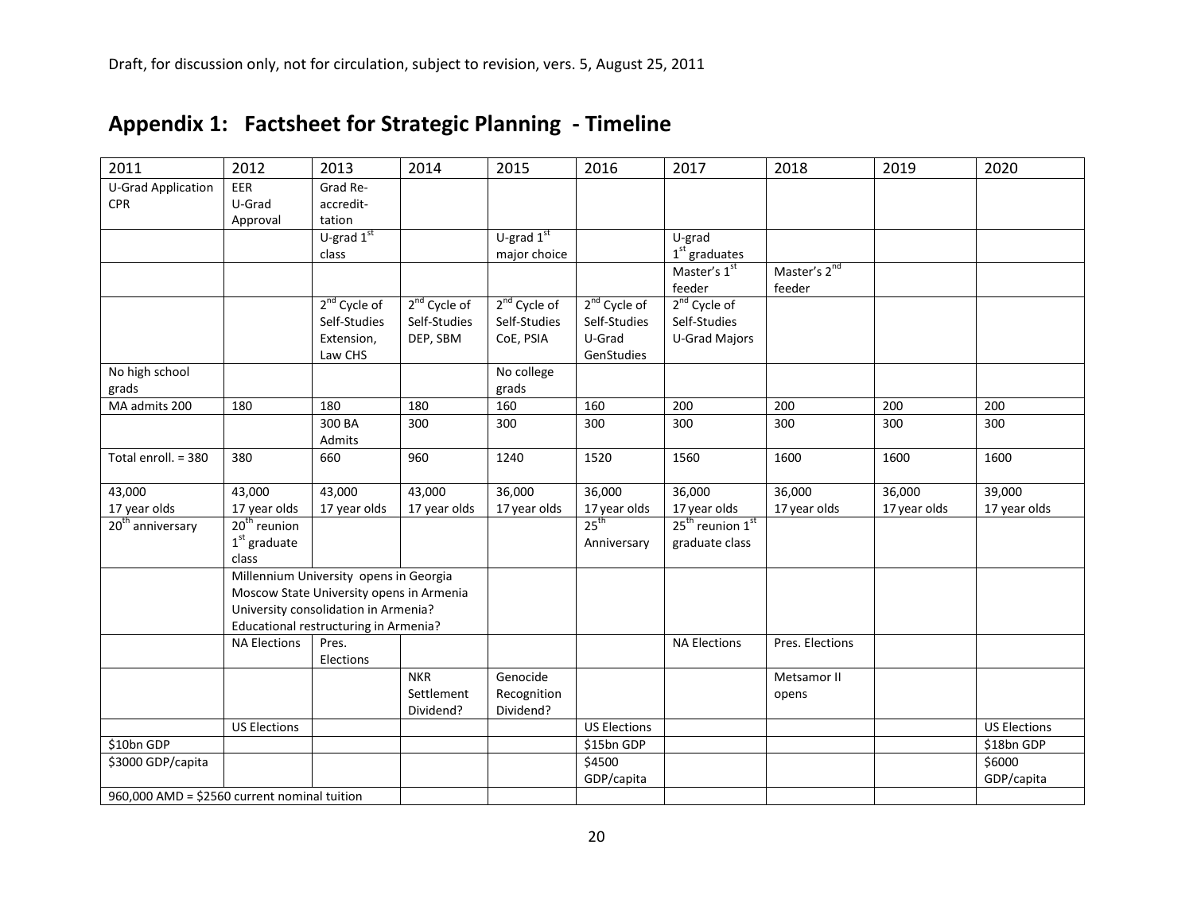Draft, for discussion only, not for circulation, subject to revision, vers. 5, August 25, 2011

## Appendix 1: Factsheet for Strategic Planning - Timeline

| 2011 | 2012 | 2013 | 2014 | 2015 | 2016 | 2017 | 2018 | 2019 | 2020 |
|---|---|---|---|---|---|---|---|---|---|
| U-Grad Application CPR | EER U-Grad Approval | Grad Re-accredit-tation | | | | | | | |
| | | U-grad 1st class | | U-grad 1st major choice | | U-grad 1st graduates | | | |
| | | | | | | Master's 1st feeder | Master's 2nd feeder | | |
| | | 2nd Cycle of Self-Studies Extension, Law CHS | 2nd Cycle of Self-Studies DEP, SBM | 2nd Cycle of Self-Studies CoE, PSIA | 2nd Cycle of Self-Studies U-Grad GenStudies | 2nd Cycle of Self-Studies U-Grad Majors | | | |
| No high school grads | | | | No college grads | | | | | |
| MA admits 200 | 180 | 180 | 180 | 160 | 160 | 200 | 200 | 200 | 200 |
| | | 300 BA Admits | 300 | 300 | 300 | 300 | 300 | 300 | 300 |
| Total enroll. = 380 | 380 | 660 | 960 | 1240 | 1520 | 1560 | 1600 | 1600 | 1600 |
| 43,000 17 year olds | 43,000 17 year olds | 43,000 17 year olds | 43,000 17 year olds | 36,000 17 year olds | 36,000 17 year olds | 36,000 17 year olds | 36,000 17 year olds | 36,000 17 year olds | 39,000 17 year olds |
| 20th anniversary | 20th reunion 1st graduate class | | | | 25th Anniversary | 25th reunion 1st graduate class | | | |
| | Millennium University opens in Georgia<br>Moscow State University opens in Armenia<br>University consolidation in Armenia?<br>Educational restructuring in Armenia? | | | | | | | | |
| | NA Elections | Pres. Elections | | | | NA Elections | Pres. Elections | | |
| | | | NKR Settlement Dividend? | Genocide Recognition Dividend? | | | Metsamor II opens | | |
| | US Elections | | | | US Elections | | | | US Elections |
| $10bn GDP | | | | | $15bn GDP | | | | $18bn GDP |
| $3000 GDP/capita | | | | | $4500 GDP/capita | | | | $6000 GDP/capita |
| 960,000 AMD = $2560 current nominal tuition | | | | | | | | | |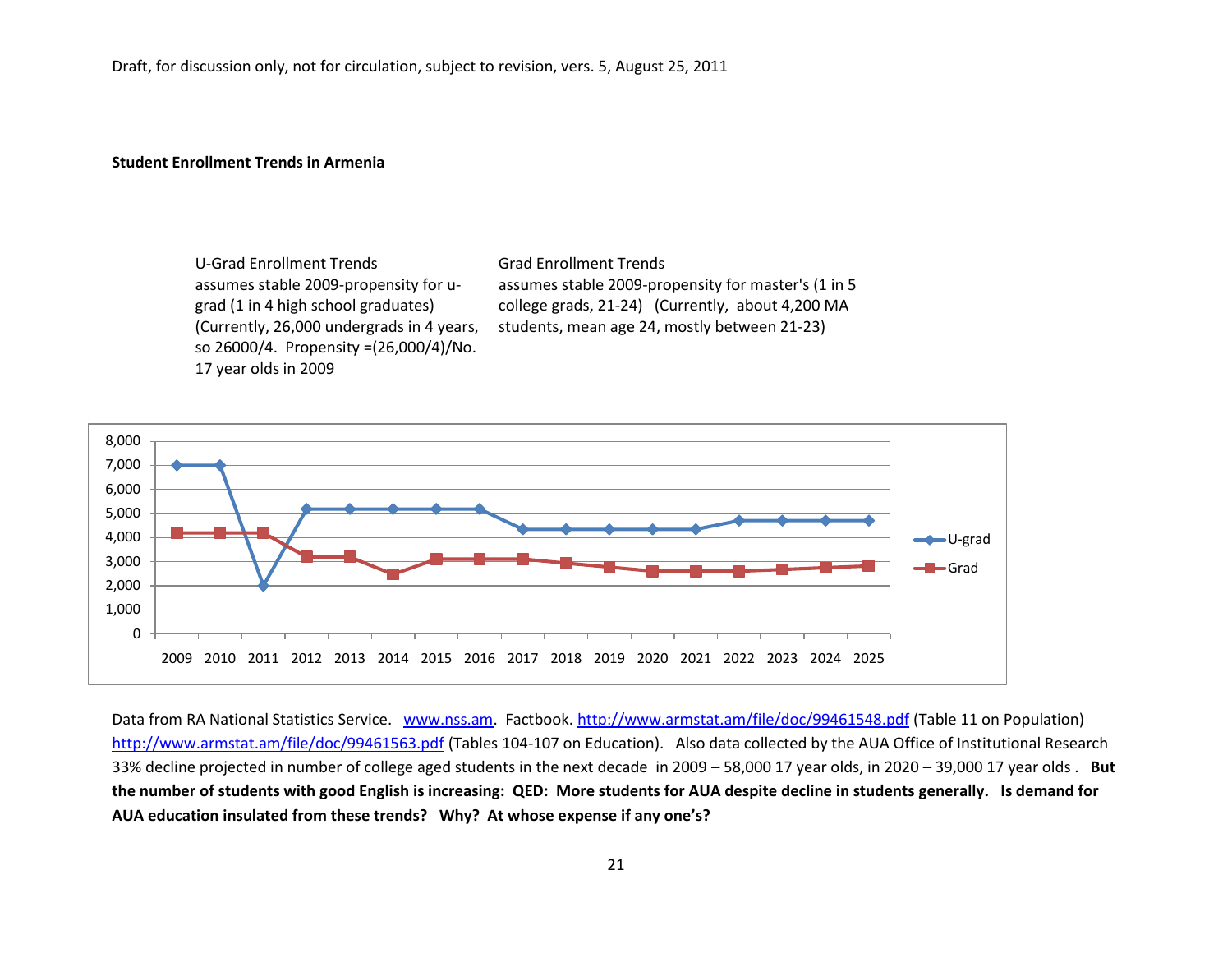Draft, for discussion only, not for circulation, subject to revision, vers. 5, August 25, 2011

**Student Enrollment Trends in Armenia**

U-Grad Enrollment Trends
assumes stable 2009-propensity for u-grad (1 in 4 high school graduates) (Currently, 26,000 undergrads in 4 years, so 26000/4. Propensity =(26,000/4)/No. 17 year olds in 2009

Grad Enrollment Trends
assumes stable 2009-propensity for master's (1 in 5 college grads, 21-24) (Currently, about 4,200 MA students, mean age 24, mostly between 21-23)

| Year | U-grad | Grad |
|---|---|---|
| 2009 | 7,000 | 4,200 |
| 2010 | 7,000 | 4,200 |
| 2011 | 2,000 | 4,200 |
| 2012 | 5,200 | 3,200 |
| 2013 | 5,200 | 3,200 |
| 2014 | 5,200 | 2,500 |
| 2015 | 5,200 | 3,100 |
| 2016 | 5,200 | 3,100 |
| 2017 | 4,350 | 3,100 |
| 2018 | 4,350 | 2,950 |
| 2019 | 4,350 | 2,800 |
| 2020 | 4,350 | 2,600 |
| 2021 | 4,350 | 2,600 |
| 2022 | 4,700 | 2,600 |
| 2023 | 4,700 | 2,700 |
| 2024 | 4,700 | 2,750 |
| 2025 | 4,700 | 2,850 |

Data from RA National Statistics Service. www.nss.am. Factbook. http://www.armstat.am/file/doc/99461548.pdf (Table 11 on Population) http://www.armstat.am/file/doc/99461563.pdf (Tables 104-107 on Education). Also data collected by the AUA Office of Institutional Research 33% decline projected in number of college aged students in the next decade in 2009 – 58,000 17 year olds, in 2020 – 39,000 17 year olds . **But the number of students with good English is increasing: QED: More students for AUA despite decline in students generally. Is demand for AUA education insulated from these trends? Why? At whose expense if any one's?**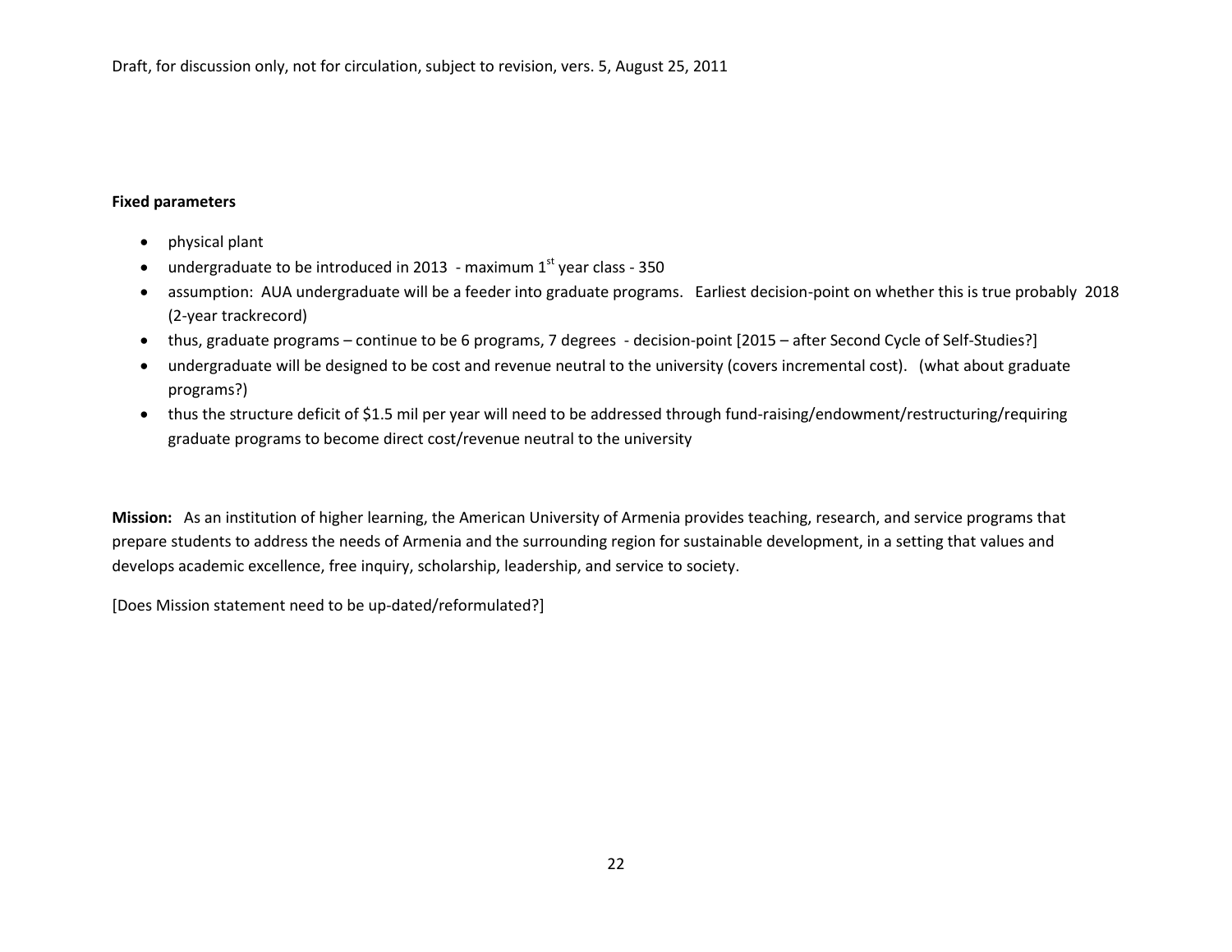Draft, for discussion only, not for circulation, subject to revision, vers. 5, August 25, 2011

**Fixed parameters**

- physical plant
- undergraduate to be introduced in 2013 - maximum 1st year class - 350
- assumption: AUA undergraduate will be a feeder into graduate programs. Earliest decision-point on whether this is true probably 2018 (2-year trackrecord)
- thus, graduate programs – continue to be 6 programs, 7 degrees - decision-point [2015 – after Second Cycle of Self-Studies?]
- undergraduate will be designed to be cost and revenue neutral to the university (covers incremental cost). (what about graduate programs?)
- thus the structure deficit of $1.5 mil per year will need to be addressed through fund-raising/endowment/restructuring/requiring graduate programs to become direct cost/revenue neutral to the university

**Mission:** As an institution of higher learning, the American University of Armenia provides teaching, research, and service programs that prepare students to address the needs of Armenia and the surrounding region for sustainable development, in a setting that values and develops academic excellence, free inquiry, scholarship, leadership, and service to society.

[Does Mission statement need to be up-dated/reformulated?]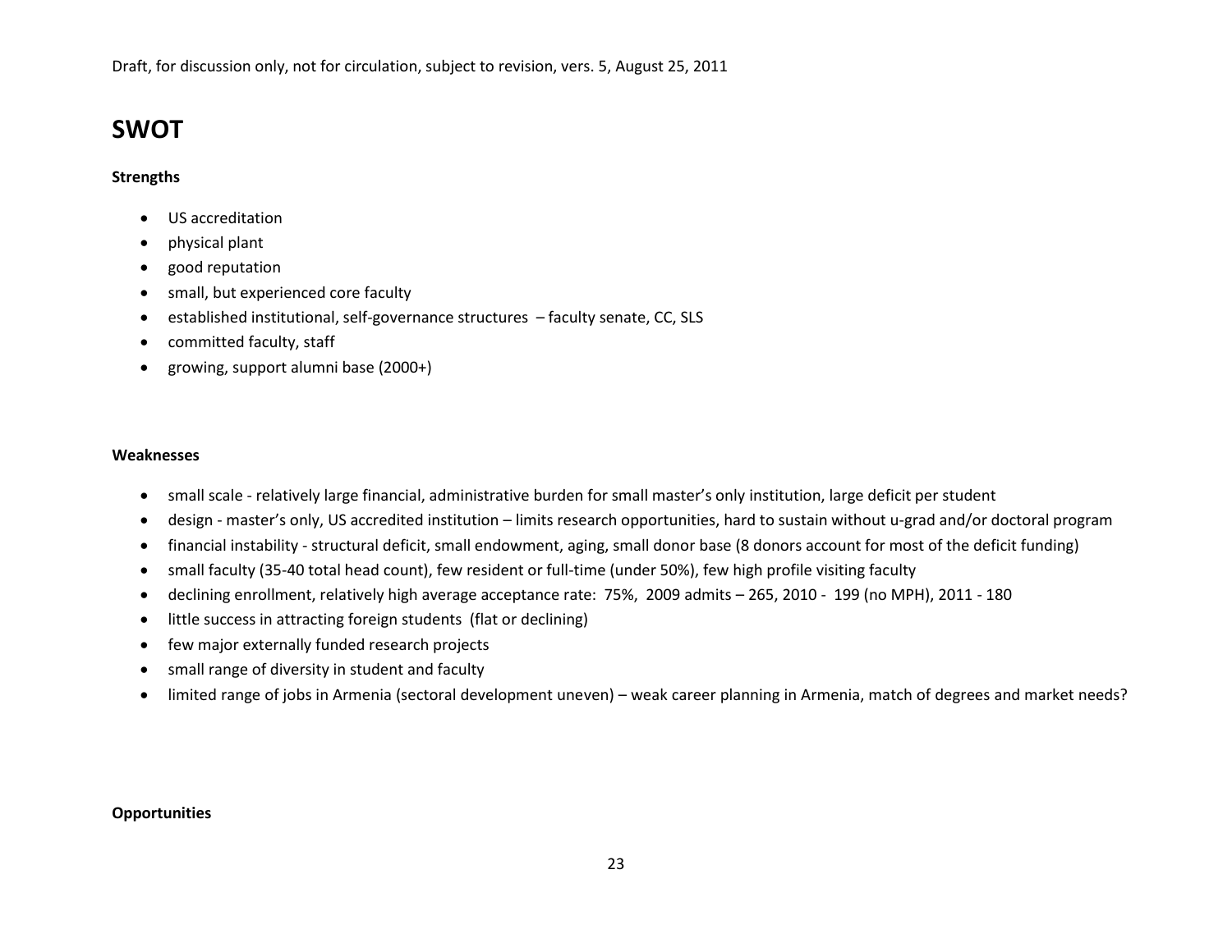Draft, for discussion only, not for circulation, subject to revision, vers. 5, August 25, 2011

# SWOT

**Strengths**

- US accreditation
- physical plant
- good reputation
- small, but experienced core faculty
- established institutional, self-governance structures – faculty senate, CC, SLS
- committed faculty, staff
- growing, support alumni base (2000+)

**Weaknesses**

- small scale - relatively large financial, administrative burden for small master's only institution, large deficit per student
- design - master's only, US accredited institution – limits research opportunities, hard to sustain without u-grad and/or doctoral program
- financial instability - structural deficit, small endowment, aging, small donor base (8 donors account for most of the deficit funding)
- small faculty (35-40 total head count), few resident or full-time (under 50%), few high profile visiting faculty
- declining enrollment, relatively high average acceptance rate: 75%, 2009 admits – 265, 2010 - 199 (no MPH), 2011 - 180
- little success in attracting foreign students (flat or declining)
- few major externally funded research projects
- small range of diversity in student and faculty
- limited range of jobs in Armenia (sectoral development uneven) – weak career planning in Armenia, match of degrees and market needs?

**Opportunities**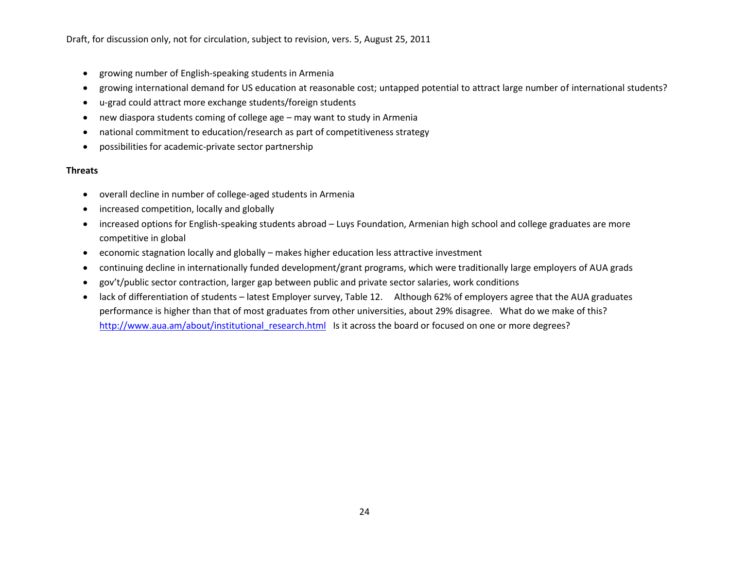- growing number of English-speaking students in Armenia
- growing international demand for US education at reasonable cost; untapped potential to attract large number of international students?
- u-grad could attract more exchange students/foreign students
- new diaspora students coming of college age – may want to study in Armenia
- national commitment to education/research as part of competitiveness strategy
- possibilities for academic-private sector partnership

**Threats**

- overall decline in number of college-aged students in Armenia
- increased competition, locally and globally
- increased options for English-speaking students abroad – Luys Foundation, Armenian high school and college graduates are more competitive in global
- economic stagnation locally and globally – makes higher education less attractive investment
- continuing decline in internationally funded development/grant programs, which were traditionally large employers of AUA grads
- gov't/public sector contraction, larger gap between public and private sector salaries, work conditions
- lack of differentiation of students – latest Employer survey, Table 12. Although 62% of employers agree that the AUA graduates performance is higher than that of most graduates from other universities, about 29% disagree. What do we make of this? http://www.aua.am/about/institutional_research.html Is it across the board or focused on one or more degrees?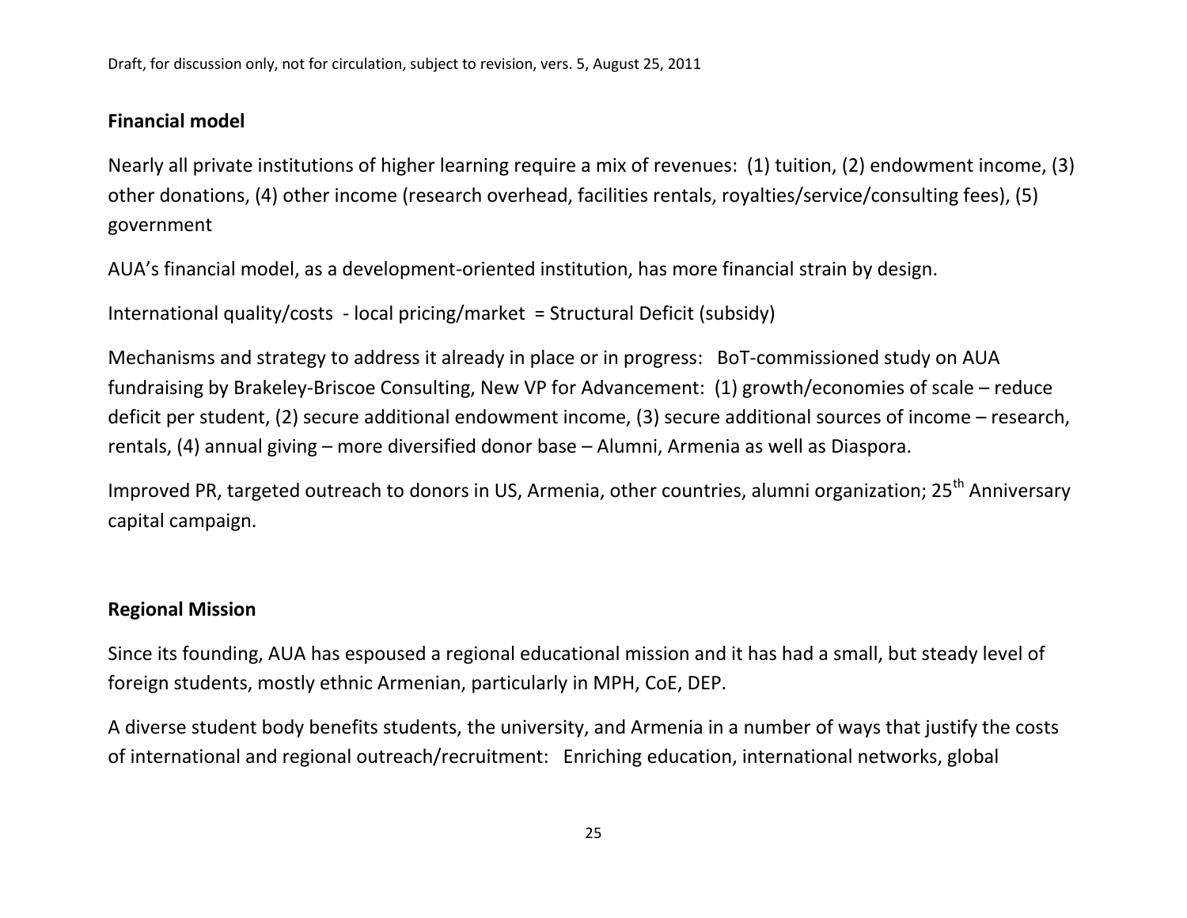**Financial model**

Nearly all private institutions of higher learning require a mix of revenues: (1) tuition, (2) endowment income, (3) other donations, (4) other income (research overhead, facilities rentals, royalties/service/consulting fees), (5) government

AUA's financial model, as a development-oriented institution, has more financial strain by design.

International quality/costs - local pricing/market = Structural Deficit (subsidy)

Mechanisms and strategy to address it already in place or in progress: BoT-commissioned study on AUA fundraising by Brakeley-Briscoe Consulting, New VP for Advancement: (1) growth/economies of scale – reduce deficit per student, (2) secure additional endowment income, (3) secure additional sources of income – research, rentals, (4) annual giving – more diversified donor base – Alumni, Armenia as well as Diaspora.

Improved PR, targeted outreach to donors in US, Armenia, other countries, alumni organization; 25th Anniversary capital campaign.

**Regional Mission**

Since its founding, AUA has espoused a regional educational mission and it has had a small, but steady level of foreign students, mostly ethnic Armenian, particularly in MPH, CoE, DEP.

A diverse student body benefits students, the university, and Armenia in a number of ways that justify the costs of international and regional outreach/recruitment: Enriching education, international networks, global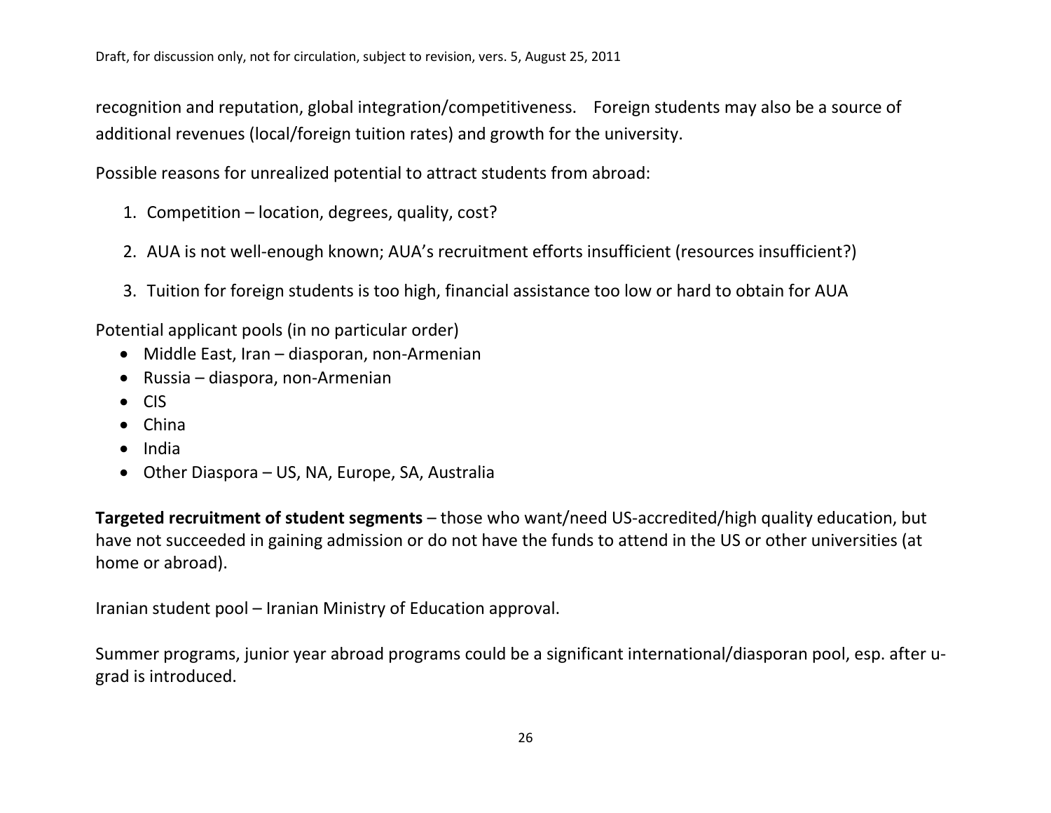recognition and reputation, global integration/competitiveness. Foreign students may also be a source of additional revenues (local/foreign tuition rates) and growth for the university.

Possible reasons for unrealized potential to attract students from abroad:

1. Competition – location, degrees, quality, cost?
2. AUA is not well-enough known; AUA's recruitment efforts insufficient (resources insufficient?)
3. Tuition for foreign students is too high, financial assistance too low or hard to obtain for AUA

Potential applicant pools (in no particular order)

- Middle East, Iran – diasporan, non-Armenian
- Russia – diaspora, non-Armenian
- CIS
- China
- India
- Other Diaspora – US, NA, Europe, SA, Australia

**Targeted recruitment of student segments** – those who want/need US-accredited/high quality education, but have not succeeded in gaining admission or do not have the funds to attend in the US or other universities (at home or abroad).

Iranian student pool – Iranian Ministry of Education approval.

Summer programs, junior year abroad programs could be a significant international/diasporan pool, esp. after u-grad is introduced.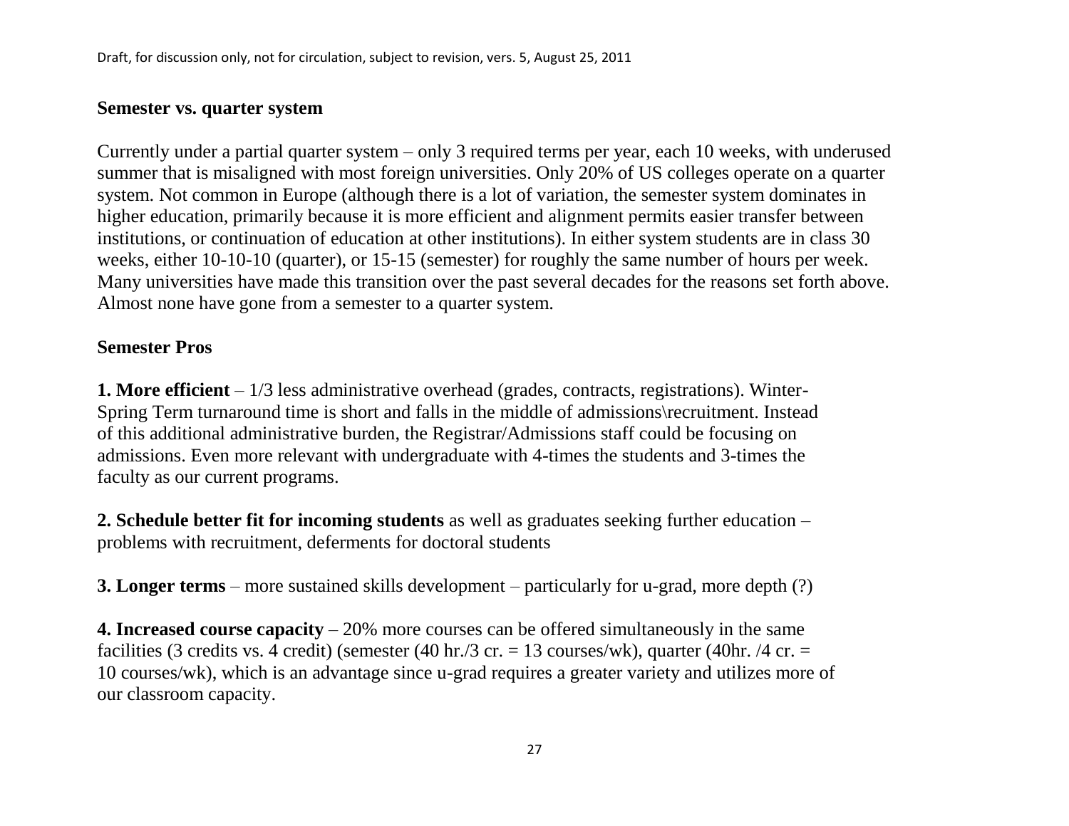**Semester vs. quarter system**

Currently under a partial quarter system – only 3 required terms per year, each 10 weeks, with underused summer that is misaligned with most foreign universities. Only 20% of US colleges operate on a quarter system. Not common in Europe (although there is a lot of variation, the semester system dominates in higher education, primarily because it is more efficient and alignment permits easier transfer between institutions, or continuation of education at other institutions). In either system students are in class 30 weeks, either 10-10-10 (quarter), or 15-15 (semester) for roughly the same number of hours per week. Many universities have made this transition over the past several decades for the reasons set forth above. Almost none have gone from a semester to a quarter system.

**Semester Pros**

**1. More efficient** – 1/3 less administrative overhead (grades, contracts, registrations). Winter-Spring Term turnaround time is short and falls in the middle of admissions\recruitment. Instead of this additional administrative burden, the Registrar/Admissions staff could be focusing on admissions. Even more relevant with undergraduate with 4-times the students and 3-times the faculty as our current programs.

**2. Schedule better fit for incoming students** as well as graduates seeking further education – problems with recruitment, deferments for doctoral students

**3. Longer terms** – more sustained skills development – particularly for u-grad, more depth (?)

**4. Increased course capacity** – 20% more courses can be offered simultaneously in the same facilities (3 credits vs. 4 credit) (semester (40 hr./3 cr. = 13 courses/wk), quarter (40hr. /4 cr. = 10 courses/wk), which is an advantage since u-grad requires a greater variety and utilizes more of our classroom capacity.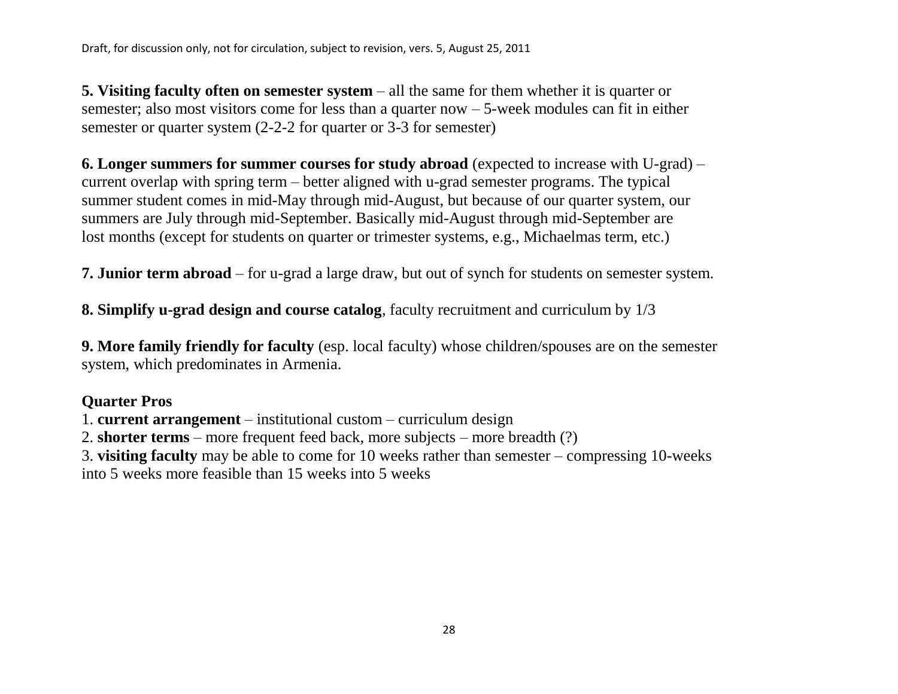**5. Visiting faculty often on semester system** – all the same for them whether it is quarter or semester; also most visitors come for less than a quarter now – 5-week modules can fit in either semester or quarter system (2-2-2 for quarter or 3-3 for semester)

**6. Longer summers for summer courses for study abroad** (expected to increase with U-grad) – current overlap with spring term – better aligned with u-grad semester programs. The typical summer student comes in mid-May through mid-August, but because of our quarter system, our summers are July through mid-September. Basically mid-August through mid-September are lost months (except for students on quarter or trimester systems, e.g., Michaelmas term, etc.)

**7. Junior term abroad** – for u-grad a large draw, but out of synch for students on semester system.

**8. Simplify u-grad design and course catalog**, faculty recruitment and curriculum by 1/3

**9. More family friendly for faculty** (esp. local faculty) whose children/spouses are on the semester system, which predominates in Armenia.

**Quarter Pros**

1. **current arrangement** – institutional custom – curriculum design
2. **shorter terms** – more frequent feed back, more subjects – more breadth (?)
3. **visiting faculty** may be able to come for 10 weeks rather than semester – compressing 10-weeks into 5 weeks more feasible than 15 weeks into 5 weeks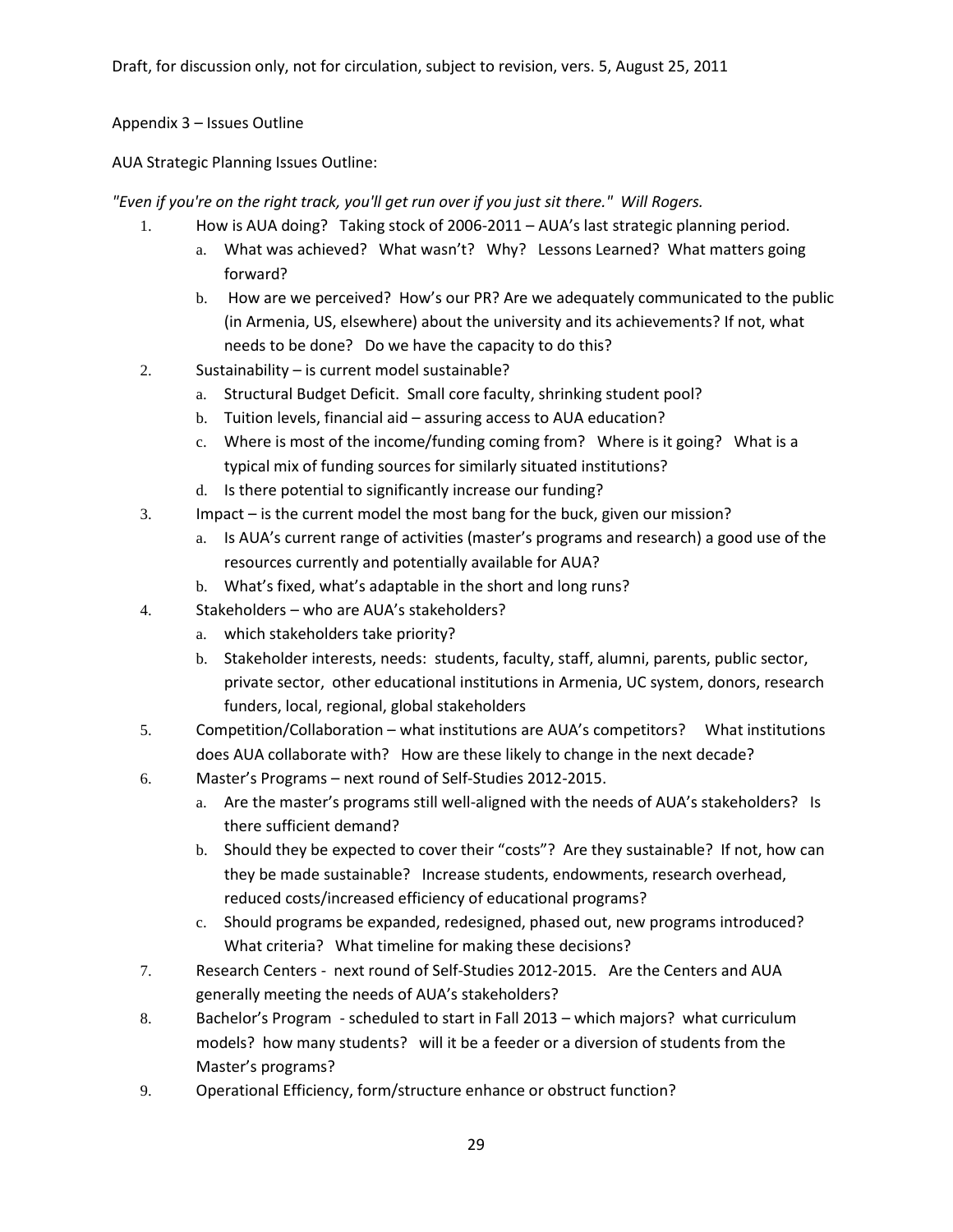Draft, for discussion only, not for circulation, subject to revision, vers. 5, August 25, 2011

Appendix 3 – Issues Outline

AUA Strategic Planning Issues Outline:

*"Even if you're on the right track, you'll get run over if you just sit there." Will Rogers.*

1. How is AUA doing? Taking stock of 2006-2011 – AUA's last strategic planning period.
   a. What was achieved? What wasn't? Why? Lessons Learned? What matters going forward?
   b. How are we perceived? How's our PR? Are we adequately communicated to the public (in Armenia, US, elsewhere) about the university and its achievements? If not, what needs to be done? Do we have the capacity to do this?
2. Sustainability – is current model sustainable?
   a. Structural Budget Deficit. Small core faculty, shrinking student pool?
   b. Tuition levels, financial aid – assuring access to AUA education?
   c. Where is most of the income/funding coming from? Where is it going? What is a typical mix of funding sources for similarly situated institutions?
   d. Is there potential to significantly increase our funding?
3. Impact – is the current model the most bang for the buck, given our mission?
   a. Is AUA's current range of activities (master's programs and research) a good use of the resources currently and potentially available for AUA?
   b. What's fixed, what's adaptable in the short and long runs?
4. Stakeholders – who are AUA's stakeholders?
   a. which stakeholders take priority?
   b. Stakeholder interests, needs: students, faculty, staff, alumni, parents, public sector, private sector, other educational institutions in Armenia, UC system, donors, research funders, local, regional, global stakeholders
5. Competition/Collaboration – what institutions are AUA's competitors? What institutions does AUA collaborate with? How are these likely to change in the next decade?
6. Master's Programs – next round of Self-Studies 2012-2015.
   a. Are the master's programs still well-aligned with the needs of AUA's stakeholders? Is there sufficient demand?
   b. Should they be expected to cover their "costs"? Are they sustainable? If not, how can they be made sustainable? Increase students, endowments, research overhead, reduced costs/increased efficiency of educational programs?
   c. Should programs be expanded, redesigned, phased out, new programs introduced? What criteria? What timeline for making these decisions?
7. Research Centers - next round of Self-Studies 2012-2015. Are the Centers and AUA generally meeting the needs of AUA's stakeholders?
8. Bachelor's Program - scheduled to start in Fall 2013 – which majors? what curriculum models? how many students? will it be a feeder or a diversion of students from the Master's programs?
9. Operational Efficiency, form/structure enhance or obstruct function?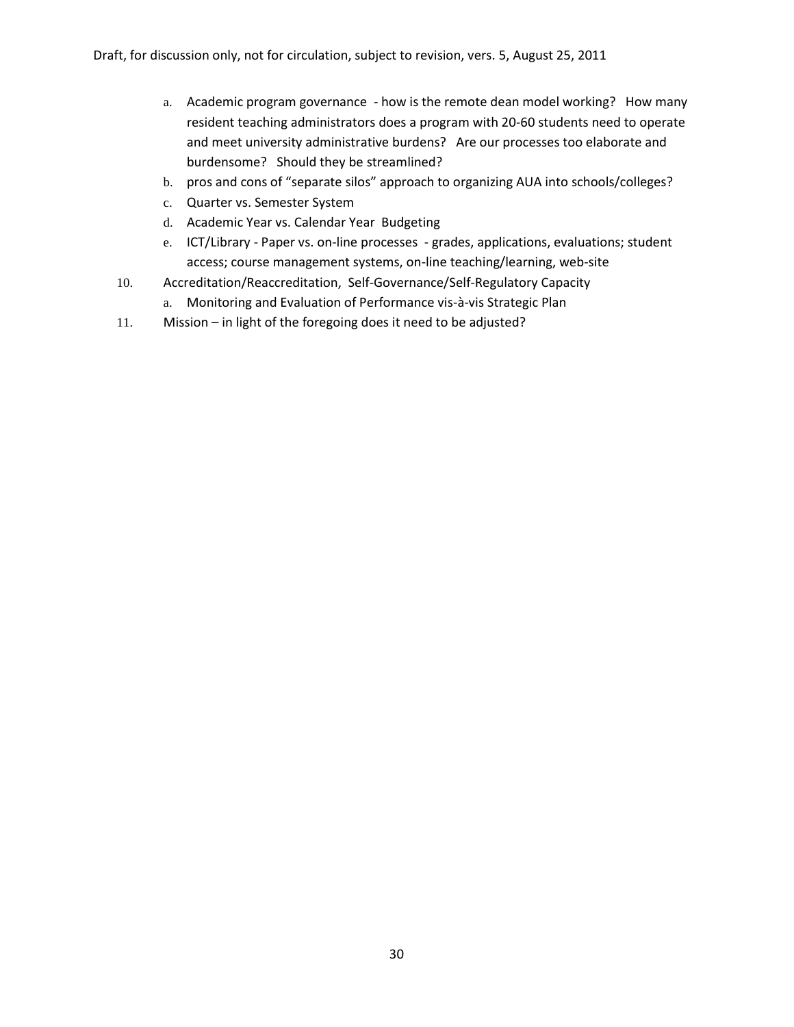a. Academic program governance - how is the remote dean model working? How many resident teaching administrators does a program with 20-60 students need to operate and meet university administrative burdens? Are our processes too elaborate and burdensome? Should they be streamlined?
   b. pros and cons of "separate silos" approach to organizing AUA into schools/colleges?
   c. Quarter vs. Semester System
   d. Academic Year vs. Calendar Year Budgeting
   e. ICT/Library - Paper vs. on-line processes - grades, applications, evaluations; student access; course management systems, on-line teaching/learning, web-site

10. Accreditation/Reaccreditation, Self-Governance/Self-Regulatory Capacity
    a. Monitoring and Evaluation of Performance vis-à-vis Strategic Plan
11. Mission – in light of the foregoing does it need to be adjusted?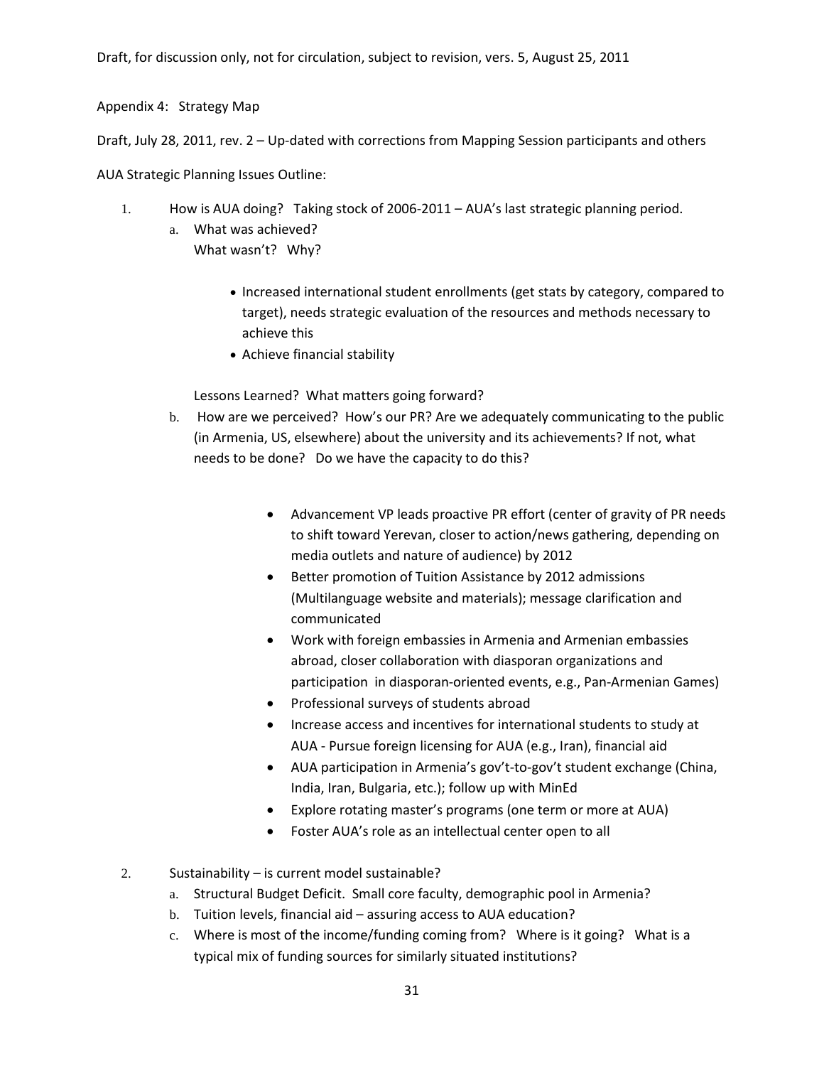Draft, for discussion only, not for circulation, subject to revision, vers. 5, August 25, 2011

Appendix 4: Strategy Map

Draft, July 28, 2011, rev. 2 – Up-dated with corrections from Mapping Session participants and others

AUA Strategic Planning Issues Outline:

1. How is AUA doing? Taking stock of 2006-2011 – AUA's last strategic planning period.
   a. What was achieved?
      What wasn't? Why?

      - Increased international student enrollments (get stats by category, compared to target), needs strategic evaluation of the resources and methods necessary to achieve this
      - Achieve financial stability

      Lessons Learned? What matters going forward?
   b. How are we perceived? How's our PR? Are we adequately communicating to the public (in Armenia, US, elsewhere) about the university and its achievements? If not, what needs to be done? Do we have the capacity to do this?

      - Advancement VP leads proactive PR effort (center of gravity of PR needs to shift toward Yerevan, closer to action/news gathering, depending on media outlets and nature of audience) by 2012
      - Better promotion of Tuition Assistance by 2012 admissions (Multilanguage website and materials); message clarification and communicated
      - Work with foreign embassies in Armenia and Armenian embassies abroad, closer collaboration with diasporan organizations and participation in diasporan-oriented events, e.g., Pan-Armenian Games)
      - Professional surveys of students abroad
      - Increase access and incentives for international students to study at AUA - Pursue foreign licensing for AUA (e.g., Iran), financial aid
      - AUA participation in Armenia's gov't-to-gov't student exchange (China, India, Iran, Bulgaria, etc.); follow up with MinEd
      - Explore rotating master's programs (one term or more at AUA)
      - Foster AUA's role as an intellectual center open to all

2. Sustainability – is current model sustainable?
   a. Structural Budget Deficit. Small core faculty, demographic pool in Armenia?
   b. Tuition levels, financial aid – assuring access to AUA education?
   c. Where is most of the income/funding coming from? Where is it going? What is a typical mix of funding sources for similarly situated institutions?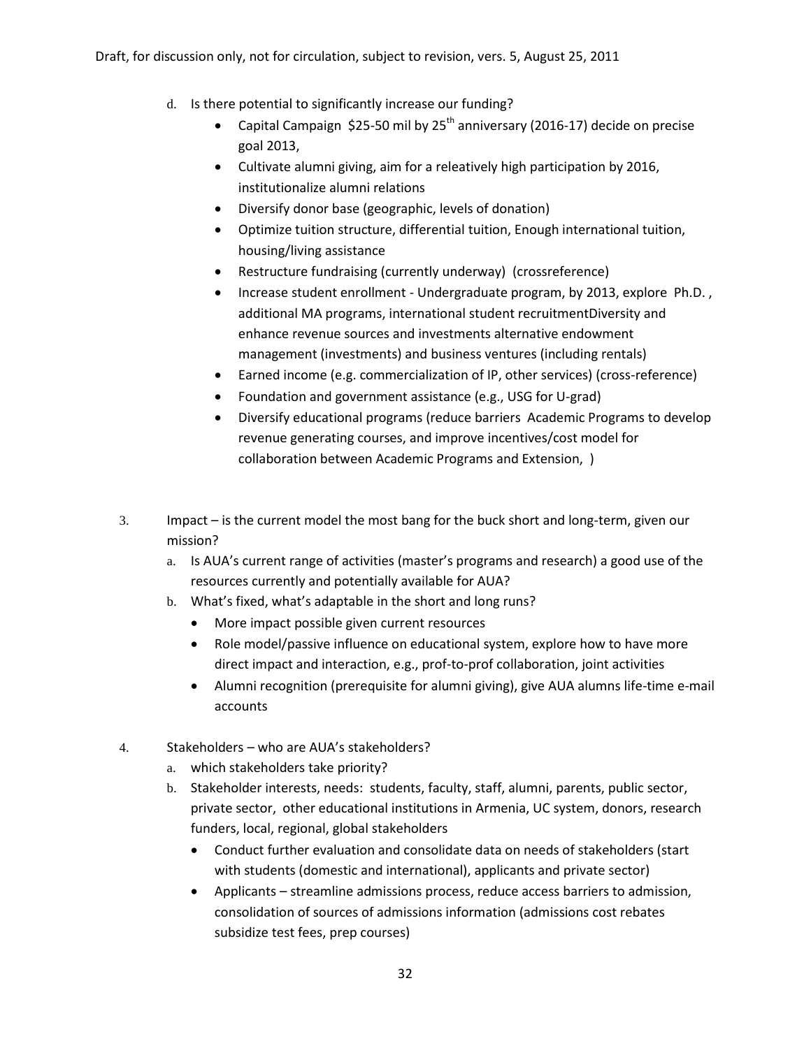d. Is there potential to significantly increase our funding?
    - Capital Campaign $25-50 mil by 25th anniversary (2016-17) decide on precise goal 2013,
    - Cultivate alumni giving, aim for a releatively high participation by 2016, institutionalize alumni relations
    - Diversify donor base (geographic, levels of donation)
    - Optimize tuition structure, differential tuition, Enough international tuition, housing/living assistance
    - Restructure fundraising (currently underway) (crossreference)
    - Increase student enrollment - Undergraduate program, by 2013, explore Ph.D. , additional MA programs, international student recruitmentDiversity and enhance revenue sources and investments alternative endowment management (investments) and business ventures (including rentals)
    - Earned income (e.g. commercialization of IP, other services) (cross-reference)
    - Foundation and government assistance (e.g., USG for U-grad)
    - Diversify educational programs (reduce barriers Academic Programs to develop revenue generating courses, and improve incentives/cost model for collaboration between Academic Programs and Extension, )

3. Impact – is the current model the most bang for the buck short and long-term, given our mission?
    a. Is AUA's current range of activities (master's programs and research) a good use of the resources currently and potentially available for AUA?
    b. What's fixed, what's adaptable in the short and long runs?
        - More impact possible given current resources
        - Role model/passive influence on educational system, explore how to have more direct impact and interaction, e.g., prof-to-prof collaboration, joint activities
        - Alumni recognition (prerequisite for alumni giving), give AUA alumns life-time e-mail accounts

4. Stakeholders – who are AUA's stakeholders?
    a. which stakeholders take priority?
    b. Stakeholder interests, needs: students, faculty, staff, alumni, parents, public sector, private sector, other educational institutions in Armenia, UC system, donors, research funders, local, regional, global stakeholders
        - Conduct further evaluation and consolidate data on needs of stakeholders (start with students (domestic and international), applicants and private sector)
        - Applicants – streamline admissions process, reduce access barriers to admission, consolidation of sources of admissions information (admissions cost rebates subsidize test fees, prep courses)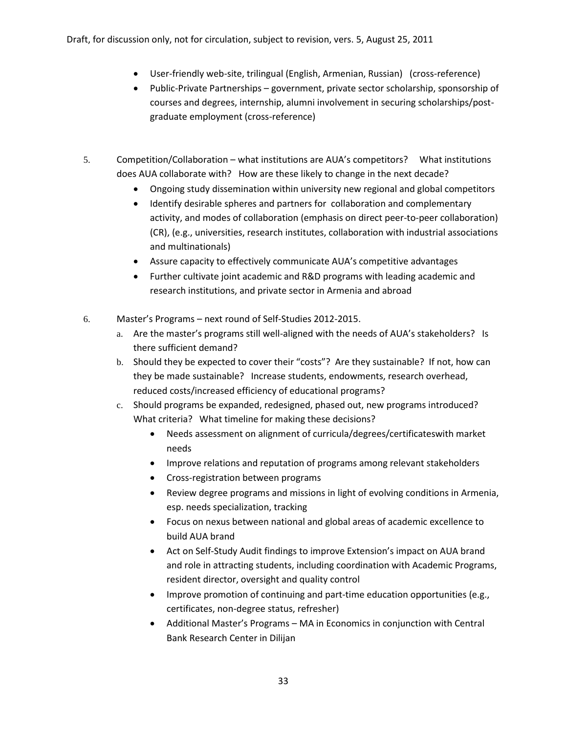- User-friendly web-site, trilingual (English, Armenian, Russian)  (cross-reference)
- Public-Private Partnerships – government, private sector scholarship, sponsorship of courses and degrees, internship, alumni involvement in securing scholarships/post-graduate employment (cross-reference)

5. Competition/Collaboration – what institutions are AUA's competitors?  What institutions does AUA collaborate with?  How are these likely to change in the next decade?
   - Ongoing study dissemination within university new regional and global competitors
   - Identify desirable spheres and partners for collaboration and complementary activity, and modes of collaboration (emphasis on direct peer-to-peer collaboration) (CR), (e.g., universities, research institutes, collaboration with industrial associations and multinationals)
   - Assure capacity to effectively communicate AUA's competitive advantages
   - Further cultivate joint academic and R&D programs with leading academic and research institutions, and private sector in Armenia and abroad

6. Master's Programs – next round of Self-Studies 2012-2015.
   a. Are the master's programs still well-aligned with the needs of AUA's stakeholders?  Is there sufficient demand?
   b. Should they be expected to cover their "costs"?  Are they sustainable?  If not, how can they be made sustainable?  Increase students, endowments, research overhead, reduced costs/increased efficiency of educational programs?
   c. Should programs be expanded, redesigned, phased out, new programs introduced?  What criteria?  What timeline for making these decisions?
      - Needs assessment on alignment of curricula/degrees/certificateswith market needs
      - Improve relations and reputation of programs among relevant stakeholders
      - Cross-registration between programs
      - Review degree programs and missions in light of evolving conditions in Armenia, esp. needs specialization, tracking
      - Focus on nexus between national and global areas of academic excellence to build AUA brand
      - Act on Self-Study Audit findings to improve Extension's impact on AUA brand and role in attracting students, including coordination with Academic Programs, resident director, oversight and quality control
      - Improve promotion of continuing and part-time education opportunities (e.g., certificates, non-degree status, refresher)
      - Additional Master's Programs – MA in Economics in conjunction with Central Bank Research Center in Dilijan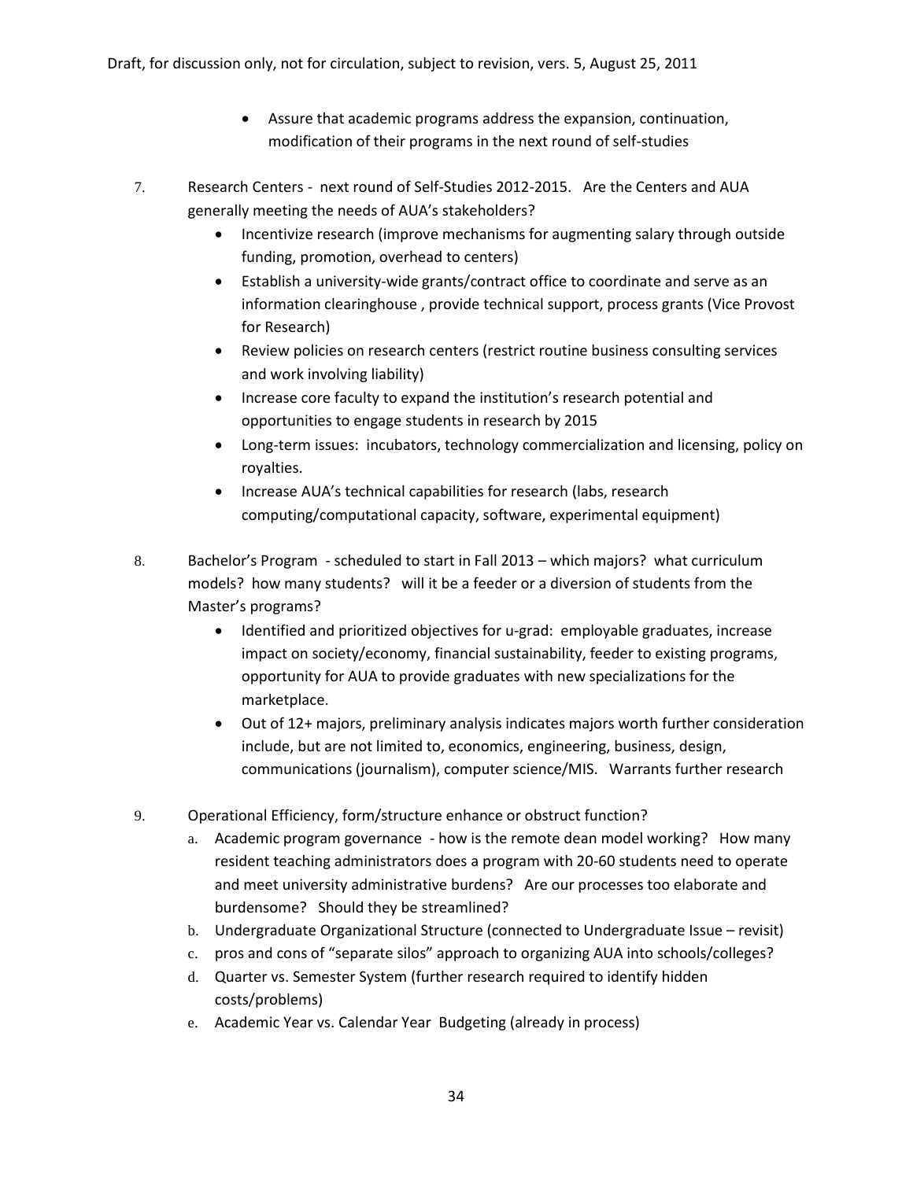- Assure that academic programs address the expansion, continuation, modification of their programs in the next round of self-studies

7. Research Centers - next round of Self-Studies 2012-2015. Are the Centers and AUA generally meeting the needs of AUA's stakeholders?
   - Incentivize research (improve mechanisms for augmenting salary through outside funding, promotion, overhead to centers)
   - Establish a university-wide grants/contract office to coordinate and serve as an information clearinghouse , provide technical support, process grants (Vice Provost for Research)
   - Review policies on research centers (restrict routine business consulting services and work involving liability)
   - Increase core faculty to expand the institution's research potential and opportunities to engage students in research by 2015
   - Long-term issues: incubators, technology commercialization and licensing, policy on royalties.
   - Increase AUA's technical capabilities for research (labs, research computing/computational capacity, software, experimental equipment)

8. Bachelor's Program - scheduled to start in Fall 2013 – which majors? what curriculum models? how many students? will it be a feeder or a diversion of students from the Master's programs?
   - Identified and prioritized objectives for u-grad: employable graduates, increase impact on society/economy, financial sustainability, feeder to existing programs, opportunity for AUA to provide graduates with new specializations for the marketplace.
   - Out of 12+ majors, preliminary analysis indicates majors worth further consideration include, but are not limited to, economics, engineering, business, design, communications (journalism), computer science/MIS. Warrants further research

9. Operational Efficiency, form/structure enhance or obstruct function?
   a. Academic program governance - how is the remote dean model working? How many resident teaching administrators does a program with 20-60 students need to operate and meet university administrative burdens? Are our processes too elaborate and burdensome? Should they be streamlined?
   b. Undergraduate Organizational Structure (connected to Undergraduate Issue – revisit)
   c. pros and cons of "separate silos" approach to organizing AUA into schools/colleges?
   d. Quarter vs. Semester System (further research required to identify hidden costs/problems)
   e. Academic Year vs. Calendar Year Budgeting (already in process)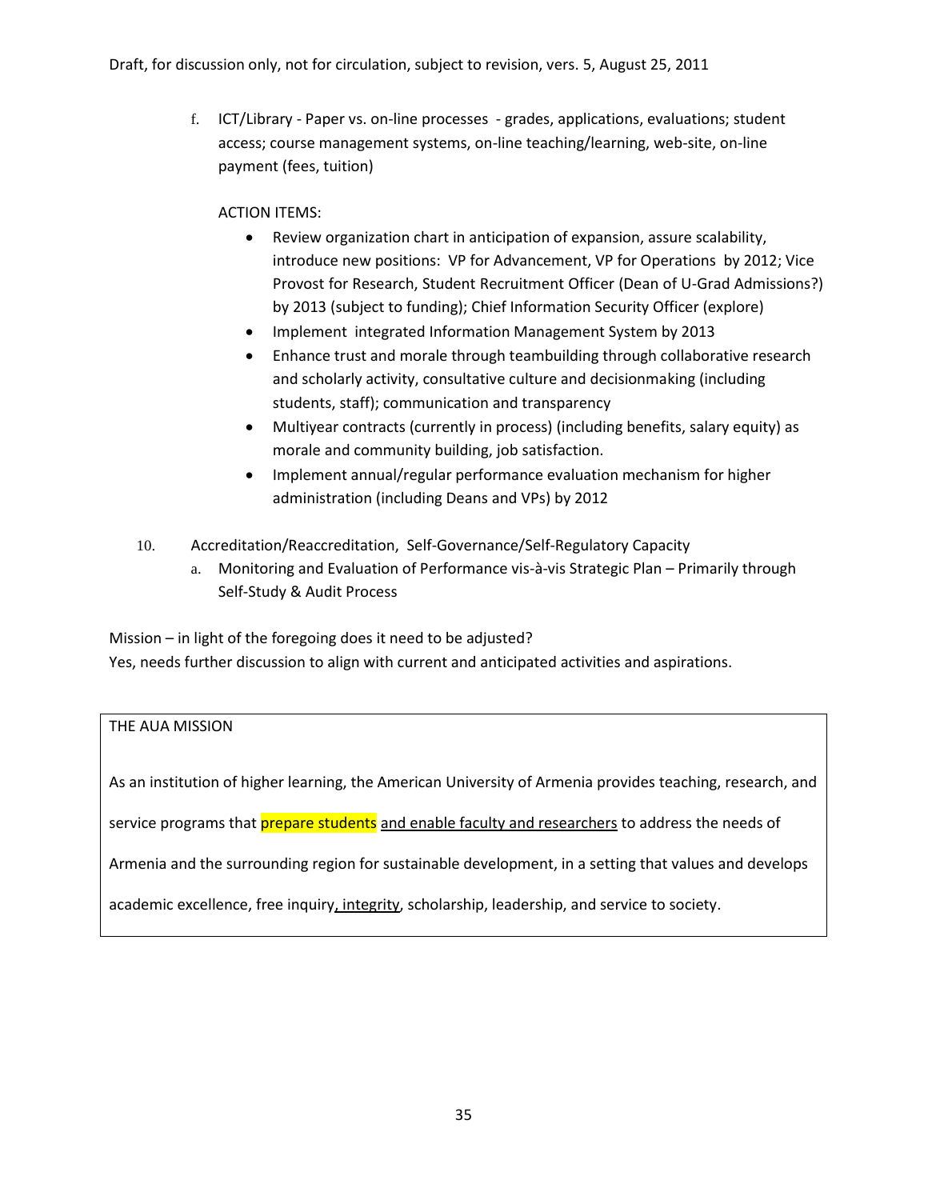f. ICT/Library - Paper vs. on-line processes - grades, applications, evaluations; student access; course management systems, on-line teaching/learning, web-site, on-line payment (fees, tuition)

ACTION ITEMS:

- Review organization chart in anticipation of expansion, assure scalability, introduce new positions: VP for Advancement, VP for Operations by 2012; Vice Provost for Research, Student Recruitment Officer (Dean of U-Grad Admissions?) by 2013 (subject to funding); Chief Information Security Officer (explore)
- Implement integrated Information Management System by 2013
- Enhance trust and morale through teambuilding through collaborative research and scholarly activity, consultative culture and decisionmaking (including students, staff); communication and transparency
- Multiyear contracts (currently in process) (including benefits, salary equity) as morale and community building, job satisfaction.
- Implement annual/regular performance evaluation mechanism for higher administration (including Deans and VPs) by 2012

10. Accreditation/Reaccreditation, Self-Governance/Self-Regulatory Capacity
    a. Monitoring and Evaluation of Performance vis-à-vis Strategic Plan – Primarily through Self-Study & Audit Process

Mission – in light of the foregoing does it need to be adjusted?
Yes, needs further discussion to align with current and anticipated activities and aspirations.

THE AUA MISSION

As an institution of higher learning, the American University of Armenia provides teaching, research, and service programs that prepare students <u>and enable faculty and researchers</u> to address the needs of Armenia and the surrounding region for sustainable development, in a setting that values and develops academic excellence, free inquiry<u>, integrity</u>, scholarship, leadership, and service to society.